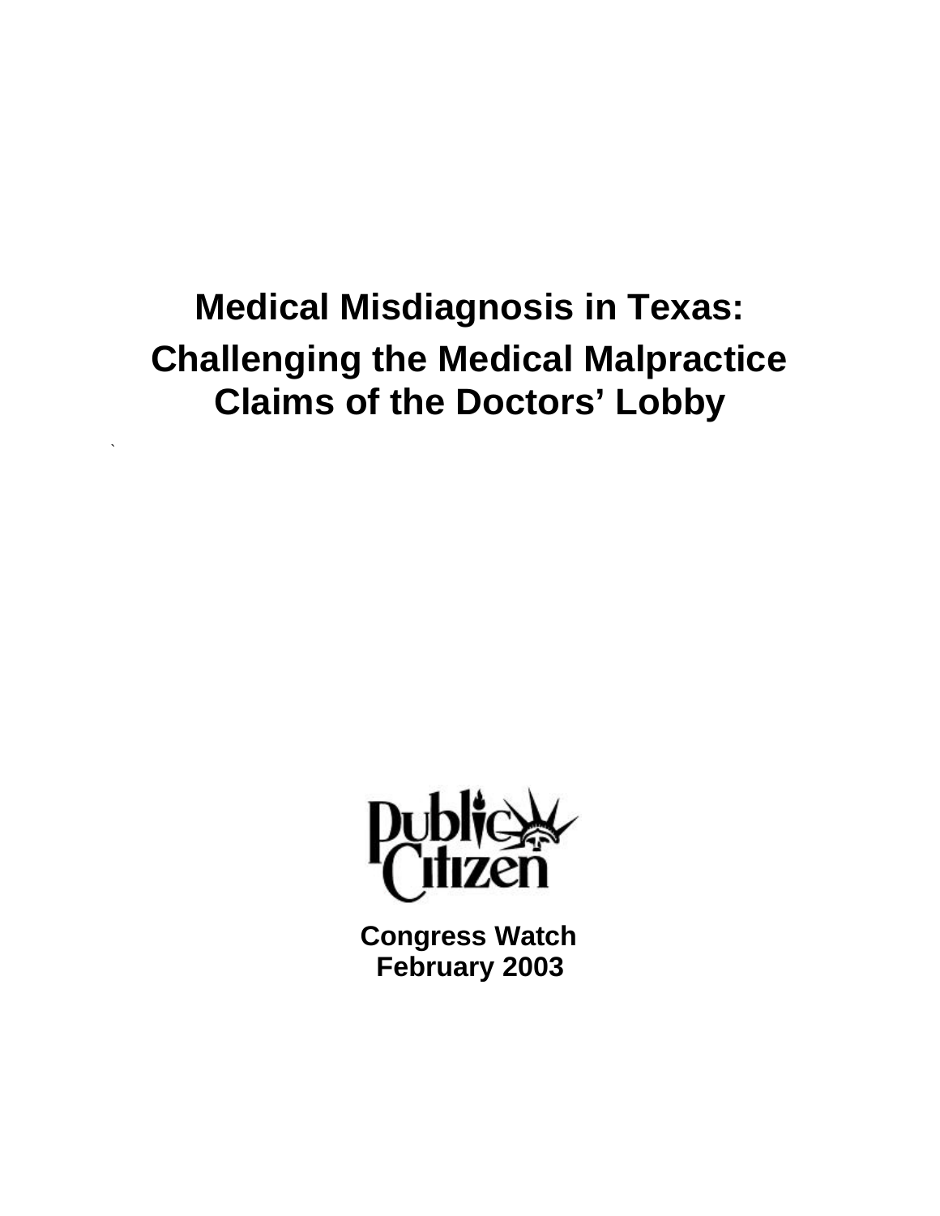# Medical Misdiagnosis in Texas:

# Challenging the Medical Malpractice Claims of the Doctors' Lobby

Public Citizen

**Congress Watch**
**February 2003**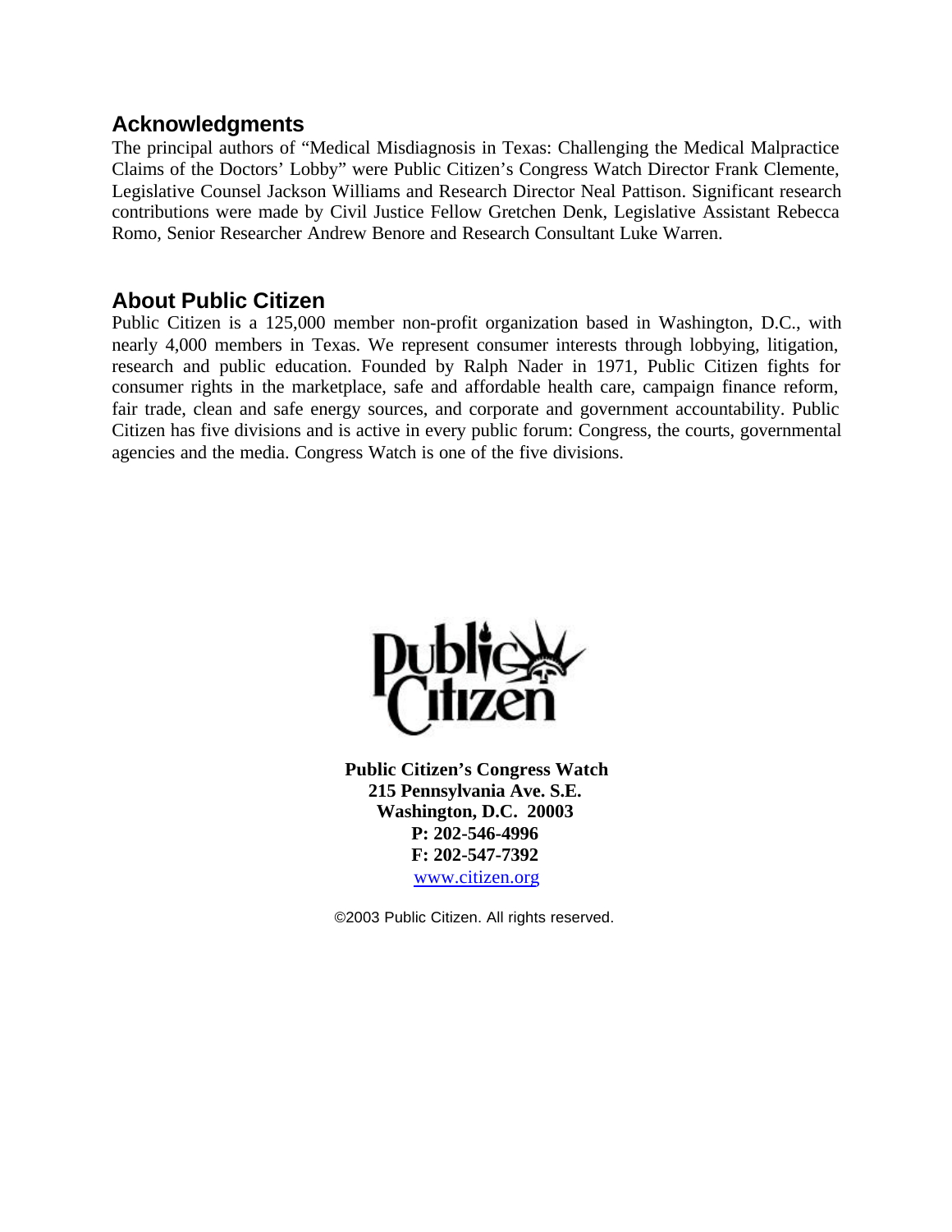## Acknowledgments

The principal authors of "Medical Misdiagnosis in Texas: Challenging the Medical Malpractice Claims of the Doctors' Lobby" were Public Citizen's Congress Watch Director Frank Clemente, Legislative Counsel Jackson Williams and Research Director Neal Pattison. Significant research contributions were made by Civil Justice Fellow Gretchen Denk, Legislative Assistant Rebecca Romo, Senior Researcher Andrew Benore and Research Consultant Luke Warren.

## About Public Citizen

Public Citizen is a 125,000 member non-profit organization based in Washington, D.C., with nearly 4,000 members in Texas. We represent consumer interests through lobbying, litigation, research and public education. Founded by Ralph Nader in 1971, Public Citizen fights for consumer rights in the marketplace, safe and affordable health care, campaign finance reform, fair trade, clean and safe energy sources, and corporate and government accountability. Public Citizen has five divisions and is active in every public forum: Congress, the courts, governmental agencies and the media. Congress Watch is one of the five divisions.

**Public Citizen's Congress Watch**
**215 Pennsylvania Ave. S.E.**
**Washington, D.C. 20003**
**P: 202-546-4996**
**F: 202-547-7392**
www.citizen.org

©2003 Public Citizen. All rights reserved.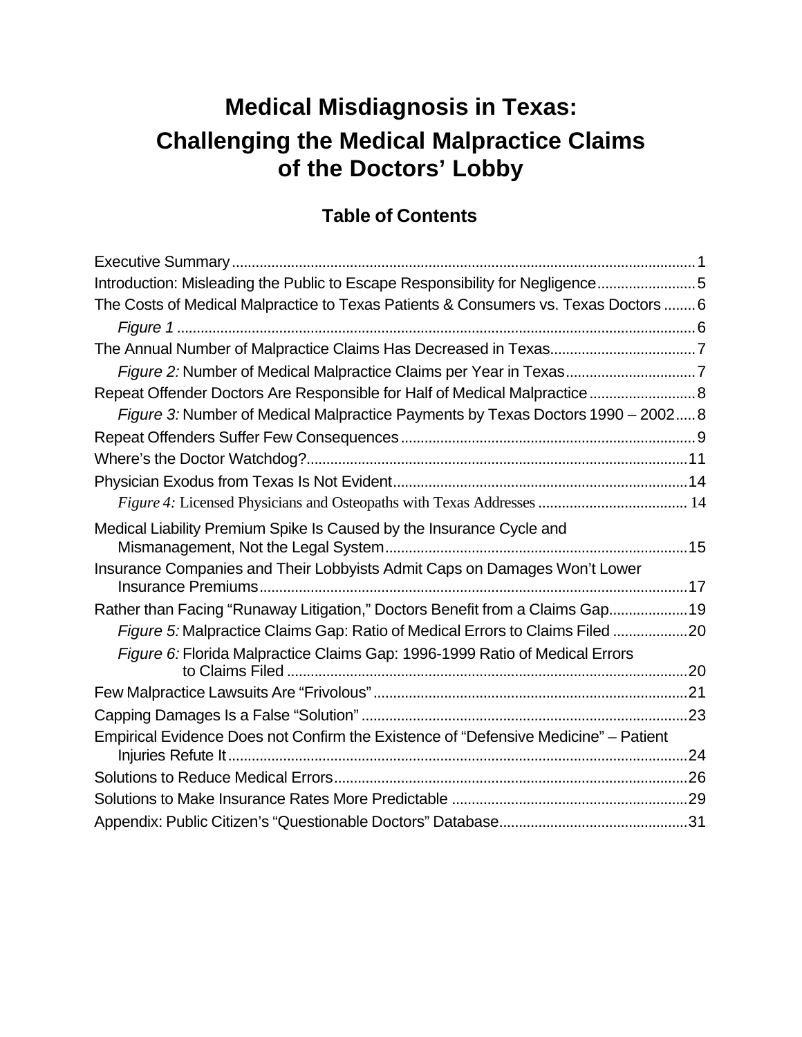# Medical Misdiagnosis in Texas: Challenging the Medical Malpractice Claims of the Doctors' Lobby

## Table of Contents

Executive Summary ..... 1

Introduction: Misleading the Public to Escape Responsibility for Negligence ..... 5

The Costs of Medical Malpractice to Texas Patients & Consumers vs. Texas Doctors ..... 6

*Figure 1* ..... 6

The Annual Number of Malpractice Claims Has Decreased in Texas ..... 7

*Figure 2:* Number of Medical Malpractice Claims per Year in Texas ..... 7

Repeat Offender Doctors Are Responsible for Half of Medical Malpractice ..... 8

*Figure 3:* Number of Medical Malpractice Payments by Texas Doctors 1990 – 2002 ..... 8

Repeat Offenders Suffer Few Consequences ..... 9

Where's the Doctor Watchdog? ..... 11

Physician Exodus from Texas Is Not Evident ..... 14

*Figure 4:* Licensed Physicians and Osteopaths with Texas Addresses ..... 14

Medical Liability Premium Spike Is Caused by the Insurance Cycle and Mismanagement, Not the Legal System ..... 15

Insurance Companies and Their Lobbyists Admit Caps on Damages Won't Lower Insurance Premiums ..... 17

Rather than Facing "Runaway Litigation," Doctors Benefit from a Claims Gap ..... 19

*Figure 5:* Malpractice Claims Gap: Ratio of Medical Errors to Claims Filed ..... 20

*Figure 6:* Florida Malpractice Claims Gap: 1996-1999 Ratio of Medical Errors to Claims Filed ..... 20

Few Malpractice Lawsuits Are "Frivolous" ..... 21

Capping Damages Is a False "Solution" ..... 23

Empirical Evidence Does not Confirm the Existence of "Defensive Medicine" – Patient Injuries Refute It ..... 24

Solutions to Reduce Medical Errors ..... 26

Solutions to Make Insurance Rates More Predictable ..... 29

Appendix: Public Citizen's "Questionable Doctors" Database ..... 31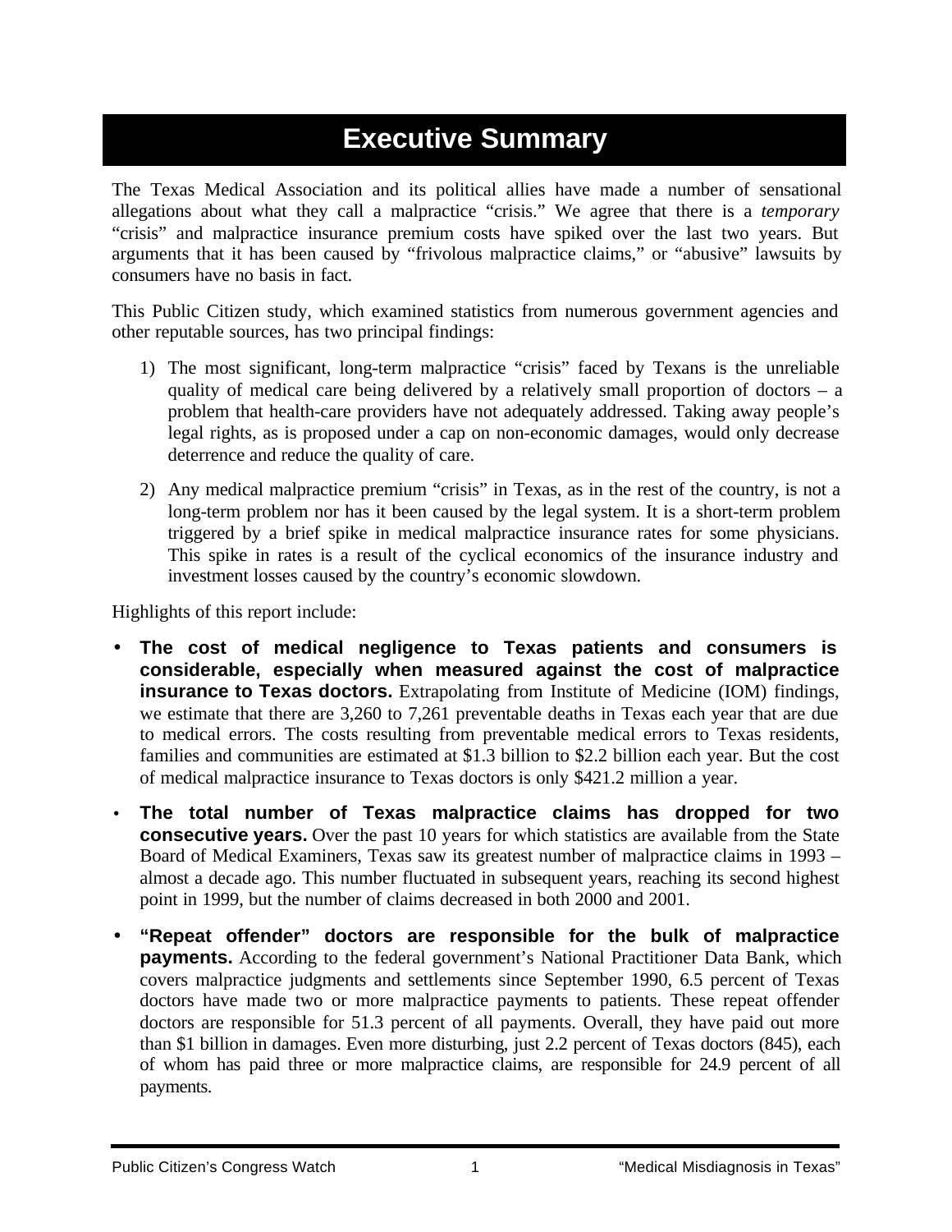# Executive Summary

The Texas Medical Association and its political allies have made a number of sensational allegations about what they call a malpractice "crisis." We agree that there is a *temporary* "crisis" and malpractice insurance premium costs have spiked over the last two years. But arguments that it has been caused by "frivolous malpractice claims," or "abusive" lawsuits by consumers have no basis in fact.

This Public Citizen study, which examined statistics from numerous government agencies and other reputable sources, has two principal findings:

1) The most significant, long-term malpractice "crisis" faced by Texans is the unreliable quality of medical care being delivered by a relatively small proportion of doctors – a problem that health-care providers have not adequately addressed. Taking away people's legal rights, as is proposed under a cap on non-economic damages, would only decrease deterrence and reduce the quality of care.

2) Any medical malpractice premium "crisis" in Texas, as in the rest of the country, is not a long-term problem nor has it been caused by the legal system. It is a short-term problem triggered by a brief spike in medical malpractice insurance rates for some physicians. This spike in rates is a result of the cyclical economics of the insurance industry and investment losses caused by the country's economic slowdown.

Highlights of this report include:

- **The cost of medical negligence to Texas patients and consumers is considerable, especially when measured against the cost of malpractice insurance to Texas doctors.** Extrapolating from Institute of Medicine (IOM) findings, we estimate that there are 3,260 to 7,261 preventable deaths in Texas each year that are due to medical errors. The costs resulting from preventable medical errors to Texas residents, families and communities are estimated at $1.3 billion to $2.2 billion each year. But the cost of medical malpractice insurance to Texas doctors is only $421.2 million a year.

- **The total number of Texas malpractice claims has dropped for two consecutive years.** Over the past 10 years for which statistics are available from the State Board of Medical Examiners, Texas saw its greatest number of malpractice claims in 1993 – almost a decade ago. This number fluctuated in subsequent years, reaching its second highest point in 1999, but the number of claims decreased in both 2000 and 2001.

- **"Repeat offender" doctors are responsible for the bulk of malpractice payments.** According to the federal government's National Practitioner Data Bank, which covers malpractice judgments and settlements since September 1990, 6.5 percent of Texas doctors have made two or more malpractice payments to patients. These repeat offender doctors are responsible for 51.3 percent of all payments. Overall, they have paid out more than $1 billion in damages. Even more disturbing, just 2.2 percent of Texas doctors (845), each of whom has paid three or more malpractice claims, are responsible for 24.9 percent of all payments.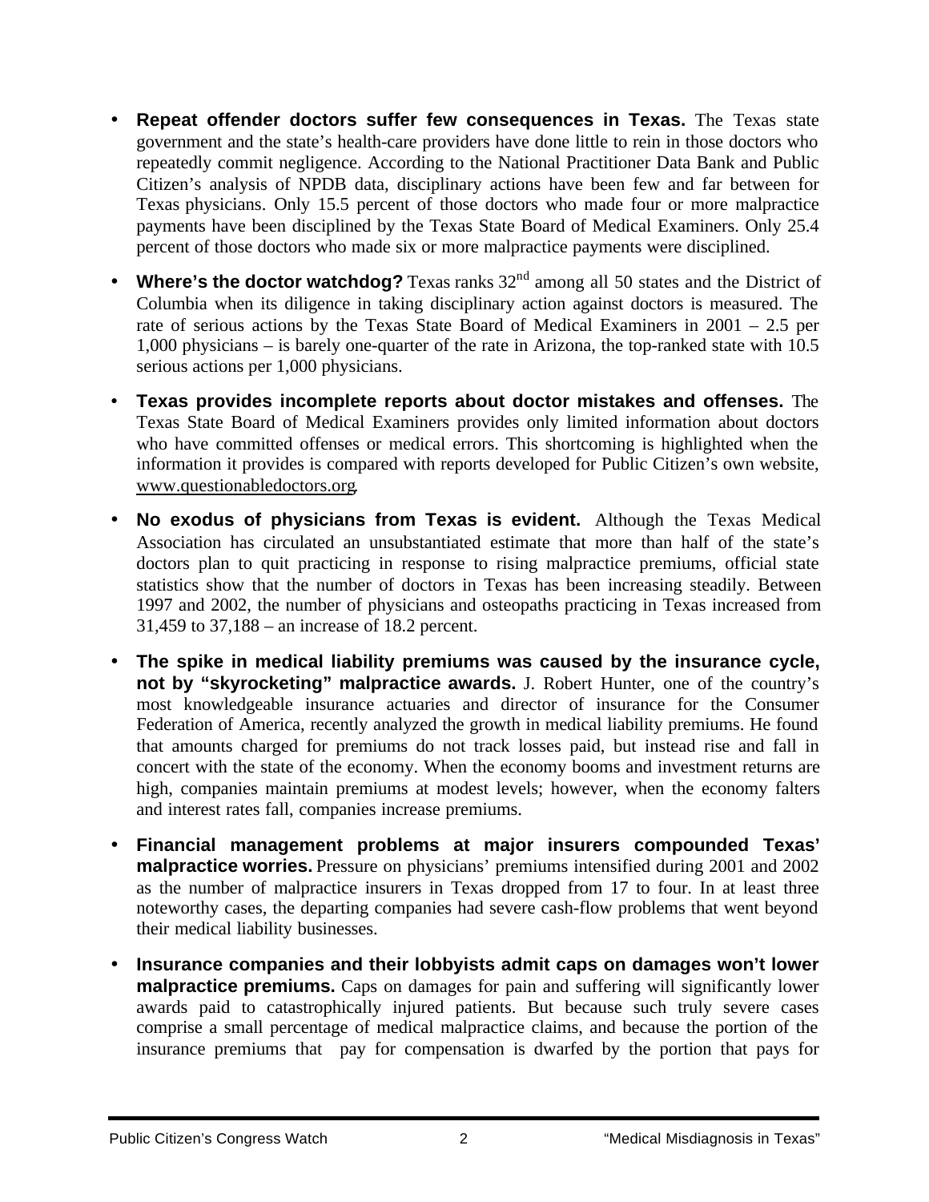- **Repeat offender doctors suffer few consequences in Texas.** The Texas state government and the state's health-care providers have done little to rein in those doctors who repeatedly commit negligence. According to the National Practitioner Data Bank and Public Citizen's analysis of NPDB data, disciplinary actions have been few and far between for Texas physicians. Only 15.5 percent of those doctors who made four or more malpractice payments have been disciplined by the Texas State Board of Medical Examiners. Only 25.4 percent of those doctors who made six or more malpractice payments were disciplined.

- **Where's the doctor watchdog?** Texas ranks 32nd among all 50 states and the District of Columbia when its diligence in taking disciplinary action against doctors is measured. The rate of serious actions by the Texas State Board of Medical Examiners in 2001 – 2.5 per 1,000 physicians – is barely one-quarter of the rate in Arizona, the top-ranked state with 10.5 serious actions per 1,000 physicians.

- **Texas provides incomplete reports about doctor mistakes and offenses.** The Texas State Board of Medical Examiners provides only limited information about doctors who have committed offenses or medical errors. This shortcoming is highlighted when the information it provides is compared with reports developed for Public Citizen's own website, www.questionabledoctors.org.

- **No exodus of physicians from Texas is evident.** Although the Texas Medical Association has circulated an unsubstantiated estimate that more than half of the state's doctors plan to quit practicing in response to rising malpractice premiums, official state statistics show that the number of doctors in Texas has been increasing steadily. Between 1997 and 2002, the number of physicians and osteopaths practicing in Texas increased from 31,459 to 37,188 – an increase of 18.2 percent.

- **The spike in medical liability premiums was caused by the insurance cycle, not by "skyrocketing" malpractice awards.** J. Robert Hunter, one of the country's most knowledgeable insurance actuaries and director of insurance for the Consumer Federation of America, recently analyzed the growth in medical liability premiums. He found that amounts charged for premiums do not track losses paid, but instead rise and fall in concert with the state of the economy. When the economy booms and investment returns are high, companies maintain premiums at modest levels; however, when the economy falters and interest rates fall, companies increase premiums.

- **Financial management problems at major insurers compounded Texas' malpractice worries.** Pressure on physicians' premiums intensified during 2001 and 2002 as the number of malpractice insurers in Texas dropped from 17 to four. In at least three noteworthy cases, the departing companies had severe cash-flow problems that went beyond their medical liability businesses.

- **Insurance companies and their lobbyists admit caps on damages won't lower malpractice premiums.** Caps on damages for pain and suffering will significantly lower awards paid to catastrophically injured patients. But because such truly severe cases comprise a small percentage of medical malpractice claims, and because the portion of the insurance premiums that pay for compensation is dwarfed by the portion that pays for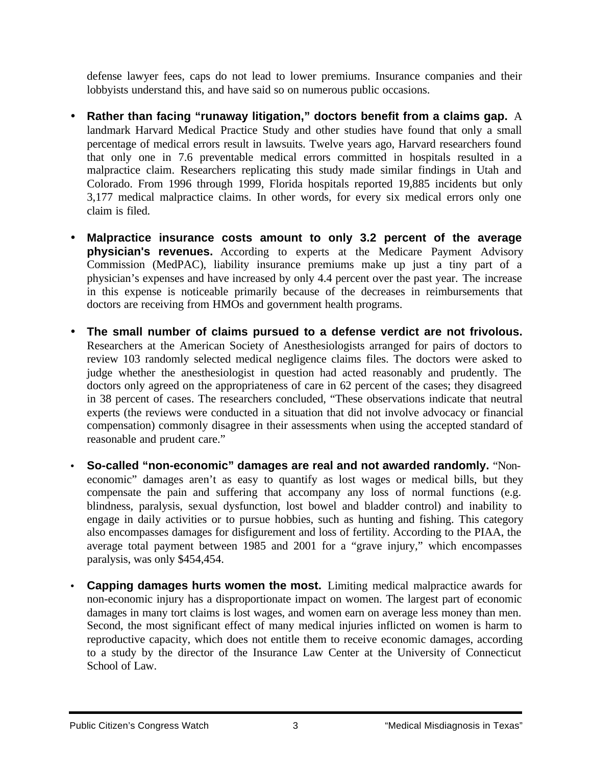defense lawyer fees, caps do not lead to lower premiums. Insurance companies and their lobbyists understand this, and have said so on numerous public occasions.

- **Rather than facing "runaway litigation," doctors benefit from a claims gap.** A landmark Harvard Medical Practice Study and other studies have found that only a small percentage of medical errors result in lawsuits. Twelve years ago, Harvard researchers found that only one in 7.6 preventable medical errors committed in hospitals resulted in a malpractice claim. Researchers replicating this study made similar findings in Utah and Colorado. From 1996 through 1999, Florida hospitals reported 19,885 incidents but only 3,177 medical malpractice claims. In other words, for every six medical errors only one claim is filed.

- **Malpractice insurance costs amount to only 3.2 percent of the average physician's revenues.** According to experts at the Medicare Payment Advisory Commission (MedPAC), liability insurance premiums make up just a tiny part of a physician's expenses and have increased by only 4.4 percent over the past year. The increase in this expense is noticeable primarily because of the decreases in reimbursements that doctors are receiving from HMOs and government health programs.

- **The small number of claims pursued to a defense verdict are not frivolous.** Researchers at the American Society of Anesthesiologists arranged for pairs of doctors to review 103 randomly selected medical negligence claims files. The doctors were asked to judge whether the anesthesiologist in question had acted reasonably and prudently. The doctors only agreed on the appropriateness of care in 62 percent of the cases; they disagreed in 38 percent of cases. The researchers concluded, "These observations indicate that neutral experts (the reviews were conducted in a situation that did not involve advocacy or financial compensation) commonly disagree in their assessments when using the accepted standard of reasonable and prudent care."

- **So-called "non-economic" damages are real and not awarded randomly.** "Non-economic" damages aren't as easy to quantify as lost wages or medical bills, but they compensate the pain and suffering that accompany any loss of normal functions (e.g. blindness, paralysis, sexual dysfunction, lost bowel and bladder control) and inability to engage in daily activities or to pursue hobbies, such as hunting and fishing. This category also encompasses damages for disfigurement and loss of fertility. According to the PIAA, the average total payment between 1985 and 2001 for a "grave injury," which encompasses paralysis, was only $454,454.

- **Capping damages hurts women the most.** Limiting medical malpractice awards for non-economic injury has a disproportionate impact on women. The largest part of economic damages in many tort claims is lost wages, and women earn on average less money than men. Second, the most significant effect of many medical injuries inflicted on women is harm to reproductive capacity, which does not entitle them to receive economic damages, according to a study by the director of the Insurance Law Center at the University of Connecticut School of Law.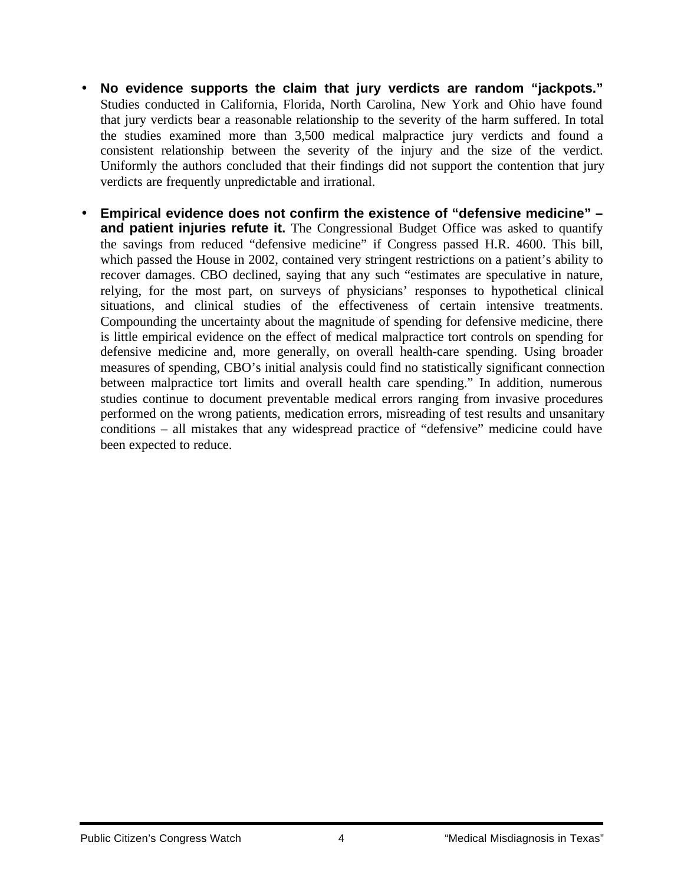- **No evidence supports the claim that jury verdicts are random "jackpots."** Studies conducted in California, Florida, North Carolina, New York and Ohio have found that jury verdicts bear a reasonable relationship to the severity of the harm suffered. In total the studies examined more than 3,500 medical malpractice jury verdicts and found a consistent relationship between the severity of the injury and the size of the verdict. Uniformly the authors concluded that their findings did not support the contention that jury verdicts are frequently unpredictable and irrational.

- **Empirical evidence does not confirm the existence of "defensive medicine" – and patient injuries refute it.** The Congressional Budget Office was asked to quantify the savings from reduced "defensive medicine" if Congress passed H.R. 4600. This bill, which passed the House in 2002, contained very stringent restrictions on a patient's ability to recover damages. CBO declined, saying that any such "estimates are speculative in nature, relying, for the most part, on surveys of physicians' responses to hypothetical clinical situations, and clinical studies of the effectiveness of certain intensive treatments. Compounding the uncertainty about the magnitude of spending for defensive medicine, there is little empirical evidence on the effect of medical malpractice tort controls on spending for defensive medicine and, more generally, on overall health-care spending. Using broader measures of spending, CBO's initial analysis could find no statistically significant connection between malpractice tort limits and overall health care spending." In addition, numerous studies continue to document preventable medical errors ranging from invasive procedures performed on the wrong patients, medication errors, misreading of test results and unsanitary conditions – all mistakes that any widespread practice of "defensive" medicine could have been expected to reduce.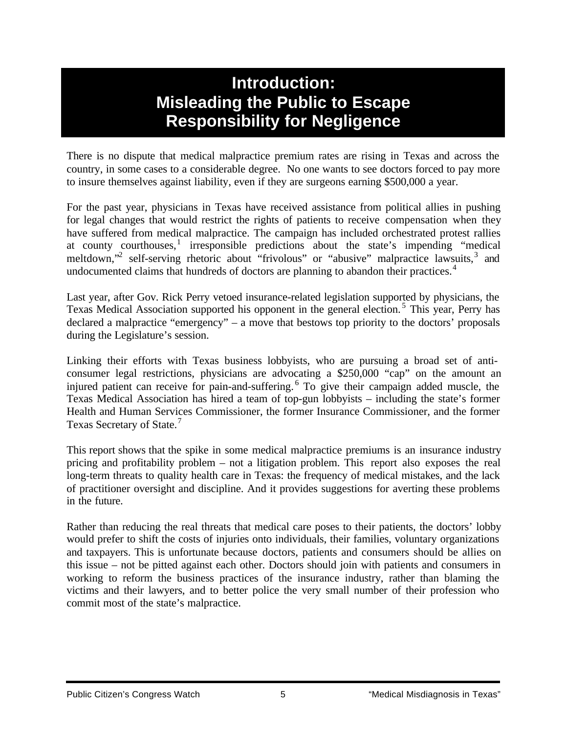# Introduction: Misleading the Public to Escape Responsibility for Negligence

There is no dispute that medical malpractice premium rates are rising in Texas and across the country, in some cases to a considerable degree. No one wants to see doctors forced to pay more to insure themselves against liability, even if they are surgeons earning $500,000 a year.

For the past year, physicians in Texas have received assistance from political allies in pushing for legal changes that would restrict the rights of patients to receive compensation when they have suffered from medical malpractice. The campaign has included orchestrated protest rallies at county courthouses,[1] irresponsible predictions about the state's impending "medical meltdown,"[2] self-serving rhetoric about "frivolous" or "abusive" malpractice lawsuits,[3] and undocumented claims that hundreds of doctors are planning to abandon their practices.[4]

Last year, after Gov. Rick Perry vetoed insurance-related legislation supported by physicians, the Texas Medical Association supported his opponent in the general election.[5] This year, Perry has declared a malpractice "emergency" – a move that bestows top priority to the doctors' proposals during the Legislature's session.

Linking their efforts with Texas business lobbyists, who are pursuing a broad set of anti-consumer legal restrictions, physicians are advocating a $250,000 "cap" on the amount an injured patient can receive for pain-and-suffering.[6] To give their campaign added muscle, the Texas Medical Association has hired a team of top-gun lobbyists – including the state's former Health and Human Services Commissioner, the former Insurance Commissioner, and the former Texas Secretary of State.[7]

This report shows that the spike in some medical malpractice premiums is an insurance industry pricing and profitability problem – not a litigation problem. This report also exposes the real long-term threats to quality health care in Texas: the frequency of medical mistakes, and the lack of practitioner oversight and discipline. And it provides suggestions for averting these problems in the future.

Rather than reducing the real threats that medical care poses to their patients, the doctors' lobby would prefer to shift the costs of injuries onto individuals, their families, voluntary organizations and taxpayers. This is unfortunate because doctors, patients and consumers should be allies on this issue – not be pitted against each other. Doctors should join with patients and consumers in working to reform the business practices of the insurance industry, rather than blaming the victims and their lawyers, and to better police the very small number of their profession who commit most of the state's malpractice.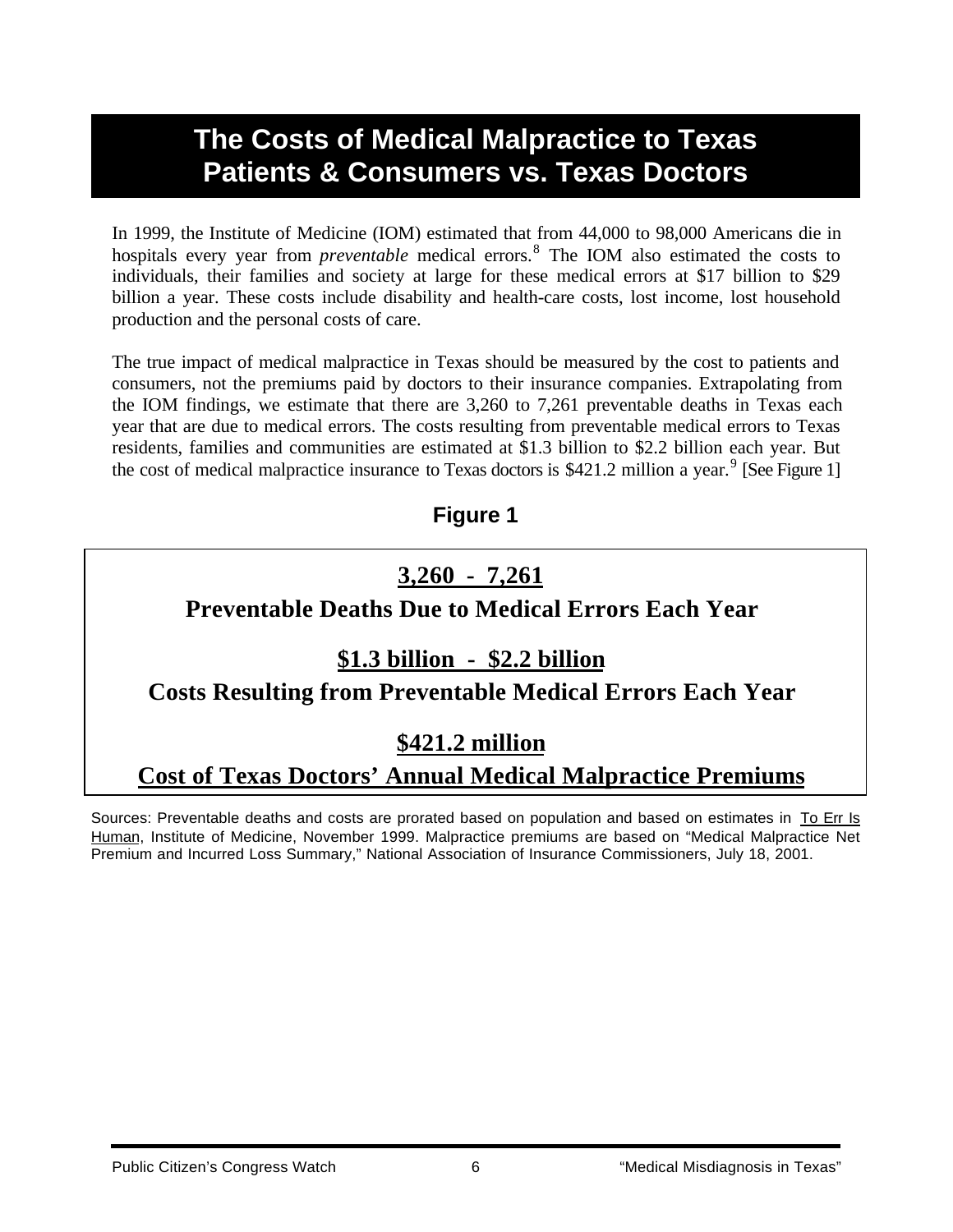# The Costs of Medical Malpractice to Texas Patients & Consumers vs. Texas Doctors

In 1999, the Institute of Medicine (IOM) estimated that from 44,000 to 98,000 Americans die in hospitals every year from *preventable* medical errors.[8] The IOM also estimated the costs to individuals, their families and society at large for these medical errors at $17 billion to $29 billion a year. These costs include disability and health-care costs, lost income, lost household production and the personal costs of care.

The true impact of medical malpractice in Texas should be measured by the cost to patients and consumers, not the premiums paid by doctors to their insurance companies. Extrapolating from the IOM findings, we estimate that there are 3,260 to 7,261 preventable deaths in Texas each year that are due to medical errors. The costs resulting from preventable medical errors to Texas residents, families and communities are estimated at $1.3 billion to $2.2 billion each year. But the cost of medical malpractice insurance to Texas doctors is $421.2 million a year.[9] [See Figure 1]

**Figure 1**

**3,260 - 7,261**

**Preventable Deaths Due to Medical Errors Each Year**

**$1.3 billion - $2.2 billion**

**Costs Resulting from Preventable Medical Errors Each Year**

**$421.2 million**

**Cost of Texas Doctors' Annual Medical Malpractice Premiums**

Sources: Preventable deaths and costs are prorated based on population and based on estimates in To Err Is Human, Institute of Medicine, November 1999. Malpractice premiums are based on "Medical Malpractice Net Premium and Incurred Loss Summary," National Association of Insurance Commissioners, July 18, 2001.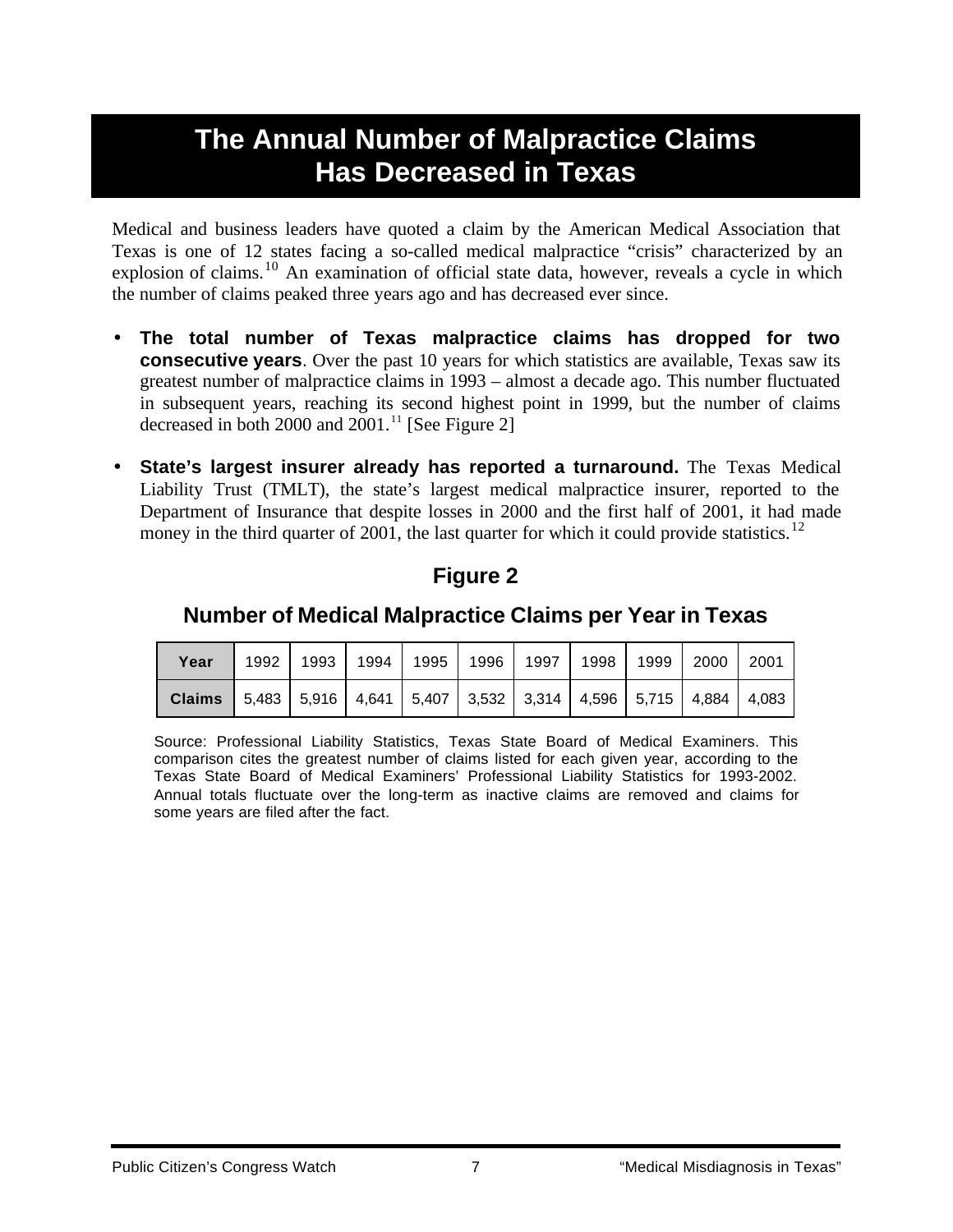# The Annual Number of Malpractice Claims Has Decreased in Texas

Medical and business leaders have quoted a claim by the American Medical Association that Texas is one of 12 states facing a so-called medical malpractice "crisis" characterized by an explosion of claims.[10] An examination of official state data, however, reveals a cycle in which the number of claims peaked three years ago and has decreased ever since.

- **The total number of Texas malpractice claims has dropped for two consecutive years**. Over the past 10 years for which statistics are available, Texas saw its greatest number of malpractice claims in 1993 – almost a decade ago. This number fluctuated in subsequent years, reaching its second highest point in 1999, but the number of claims decreased in both 2000 and 2001.[11] [See Figure 2]

- **State's largest insurer already has reported a turnaround.** The Texas Medical Liability Trust (TMLT), the state's largest medical malpractice insurer, reported to the Department of Insurance that despite losses in 2000 and the first half of 2001, it had made money in the third quarter of 2001, the last quarter for which it could provide statistics.[12]

## Figure 2

### Number of Medical Malpractice Claims per Year in Texas

| Year | 1992 | 1993 | 1994 | 1995 | 1996 | 1997 | 1998 | 1999 | 2000 | 2001 |
|---|---|---|---|---|---|---|---|---|---|---|
| Claims | 5,483 | 5,916 | 4,641 | 5,407 | 3,532 | 3,314 | 4,596 | 5,715 | 4,884 | 4,083 |

Source: Professional Liability Statistics, Texas State Board of Medical Examiners. This comparison cites the greatest number of claims listed for each given year, according to the Texas State Board of Medical Examiners' Professional Liability Statistics for 1993-2002. Annual totals fluctuate over the long-term as inactive claims are removed and claims for some years are filed after the fact.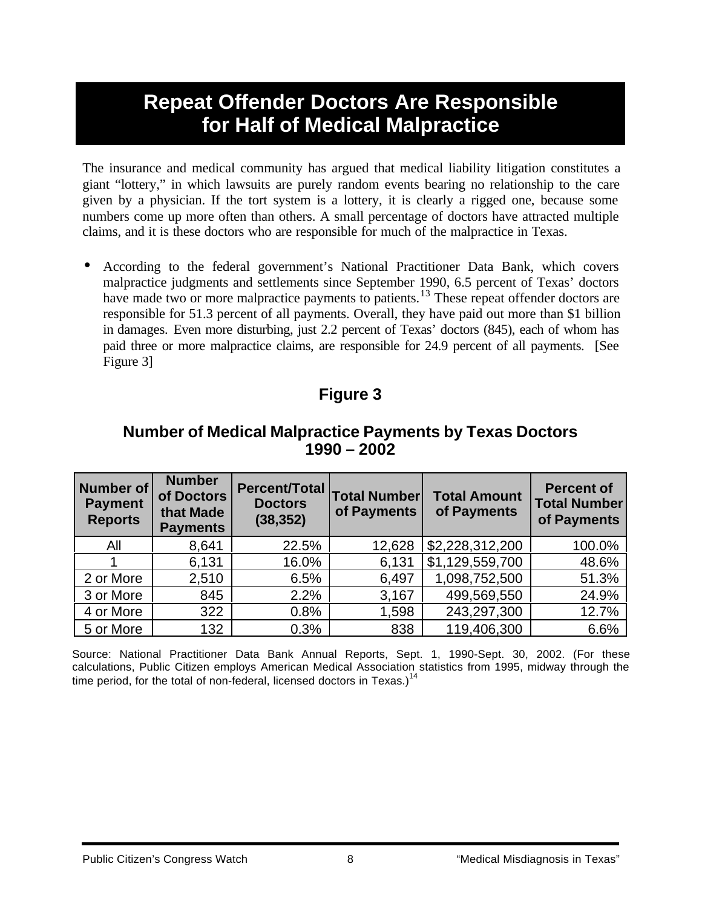# Repeat Offender Doctors Are Responsible for Half of Medical Malpractice

The insurance and medical community has argued that medical liability litigation constitutes a giant "lottery," in which lawsuits are purely random events bearing no relationship to the care given by a physician. If the tort system is a lottery, it is clearly a rigged one, because some numbers come up more often than others. A small percentage of doctors have attracted multiple claims, and it is these doctors who are responsible for much of the malpractice in Texas.

- According to the federal government's National Practitioner Data Bank, which covers malpractice judgments and settlements since September 1990, 6.5 percent of Texas' doctors have made two or more malpractice payments to patients.[13] These repeat offender doctors are responsible for 51.3 percent of all payments. Overall, they have paid out more than $1 billion in damages. Even more disturbing, just 2.2 percent of Texas' doctors (845), each of whom has paid three or more malpractice claims, are responsible for 24.9 percent of all payments. [See Figure 3]

## Figure 3

### Number of Medical Malpractice Payments by Texas Doctors 1990 – 2002

| Number of Payment Reports | Number of Doctors that Made Payments | Percent/Total Doctors (38,352) | Total Number of Payments | Total Amount of Payments | Percent of Total Number of Payments |
|---|---|---|---|---|---|
| All | 8,641 | 22.5% | 12,628 | $2,228,312,200 | 100.0% |
| 1 | 6,131 | 16.0% | 6,131 | $1,129,559,700 | 48.6% |
| 2 or More | 2,510 | 6.5% | 6,497 | 1,098,752,500 | 51.3% |
| 3 or More | 845 | 2.2% | 3,167 | 499,569,550 | 24.9% |
| 4 or More | 322 | 0.8% | 1,598 | 243,297,300 | 12.7% |
| 5 or More | 132 | 0.3% | 838 | 119,406,300 | 6.6% |

Source: National Practitioner Data Bank Annual Reports, Sept. 1, 1990-Sept. 30, 2002. (For these calculations, Public Citizen employs American Medical Association statistics from 1995, midway through the time period, for the total of non-federal, licensed doctors in Texas.)[14]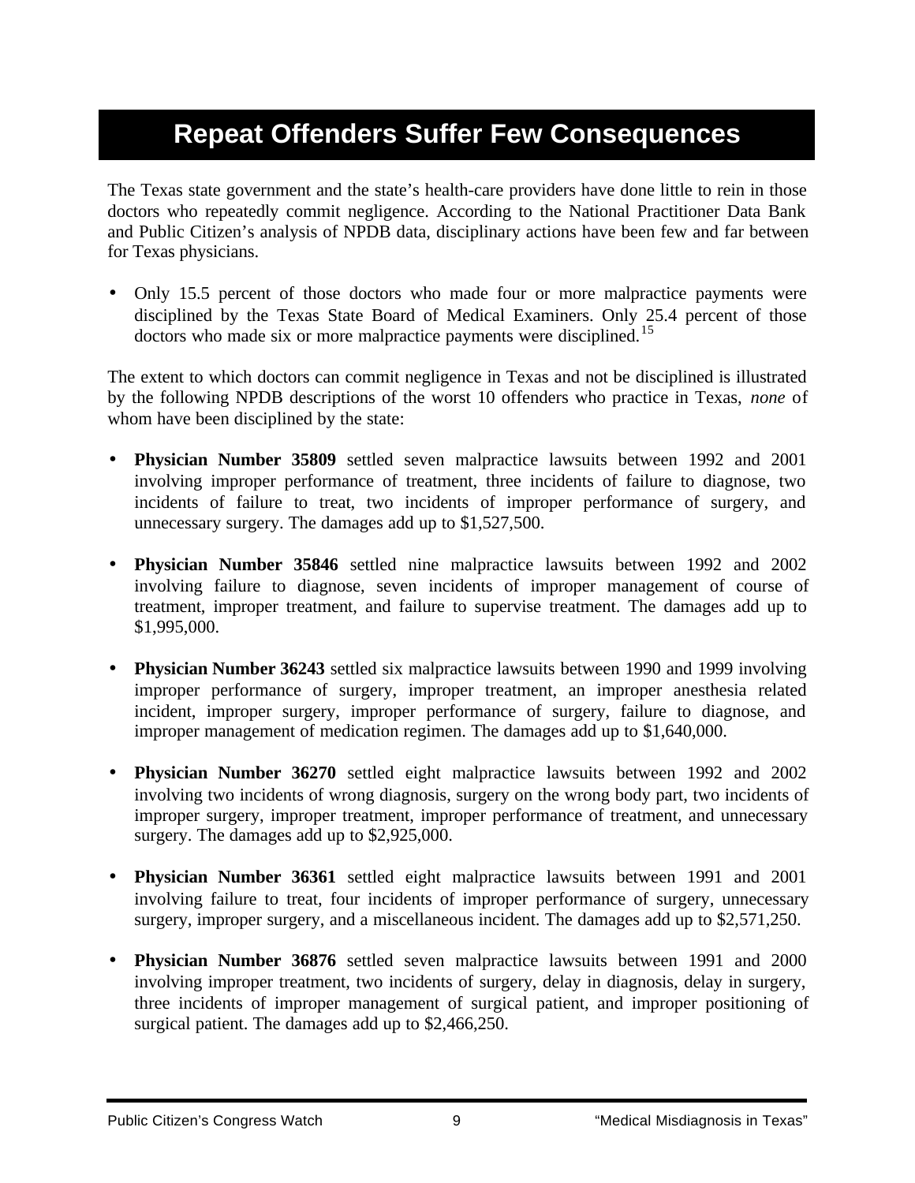# Repeat Offenders Suffer Few Consequences

The Texas state government and the state's health-care providers have done little to rein in those doctors who repeatedly commit negligence. According to the National Practitioner Data Bank and Public Citizen's analysis of NPDB data, disciplinary actions have been few and far between for Texas physicians.

- Only 15.5 percent of those doctors who made four or more malpractice payments were disciplined by the Texas State Board of Medical Examiners. Only 25.4 percent of those doctors who made six or more malpractice payments were disciplined.[15]

The extent to which doctors can commit negligence in Texas and not be disciplined is illustrated by the following NPDB descriptions of the worst 10 offenders who practice in Texas, *none* of whom have been disciplined by the state:

- **Physician Number 35809** settled seven malpractice lawsuits between 1992 and 2001 involving improper performance of treatment, three incidents of failure to diagnose, two incidents of failure to treat, two incidents of improper performance of surgery, and unnecessary surgery. The damages add up to $1,527,500.

- **Physician Number 35846** settled nine malpractice lawsuits between 1992 and 2002 involving failure to diagnose, seven incidents of improper management of course of treatment, improper treatment, and failure to supervise treatment. The damages add up to $1,995,000.

- **Physician Number 36243** settled six malpractice lawsuits between 1990 and 1999 involving improper performance of surgery, improper treatment, an improper anesthesia related incident, improper surgery, improper performance of surgery, failure to diagnose, and improper management of medication regimen. The damages add up to $1,640,000.

- **Physician Number 36270** settled eight malpractice lawsuits between 1992 and 2002 involving two incidents of wrong diagnosis, surgery on the wrong body part, two incidents of improper surgery, improper treatment, improper performance of treatment, and unnecessary surgery. The damages add up to $2,925,000.

- **Physician Number 36361** settled eight malpractice lawsuits between 1991 and 2001 involving failure to treat, four incidents of improper performance of surgery, unnecessary surgery, improper surgery, and a miscellaneous incident. The damages add up to $2,571,250.

- **Physician Number 36876** settled seven malpractice lawsuits between 1991 and 2000 involving improper treatment, two incidents of surgery, delay in diagnosis, delay in surgery, three incidents of improper management of surgical patient, and improper positioning of surgical patient. The damages add up to $2,466,250.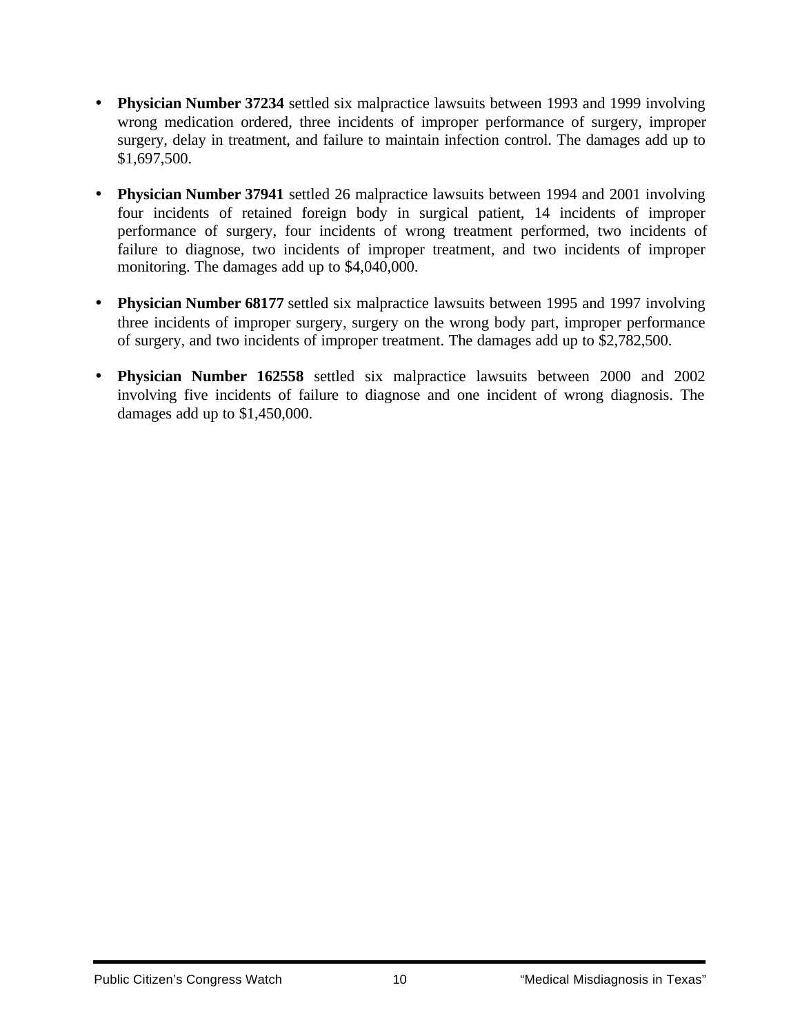- **Physician Number 37234** settled six malpractice lawsuits between 1993 and 1999 involving wrong medication ordered, three incidents of improper performance of surgery, improper surgery, delay in treatment, and failure to maintain infection control. The damages add up to $1,697,500.

- **Physician Number 37941** settled 26 malpractice lawsuits between 1994 and 2001 involving four incidents of retained foreign body in surgical patient, 14 incidents of improper performance of surgery, four incidents of wrong treatment performed, two incidents of failure to diagnose, two incidents of improper treatment, and two incidents of improper monitoring. The damages add up to $4,040,000.

- **Physician Number 68177** settled six malpractice lawsuits between 1995 and 1997 involving three incidents of improper surgery, surgery on the wrong body part, improper performance of surgery, and two incidents of improper treatment. The damages add up to $2,782,500.

- **Physician Number 162558** settled six malpractice lawsuits between 2000 and 2002 involving five incidents of failure to diagnose and one incident of wrong diagnosis. The damages add up to $1,450,000.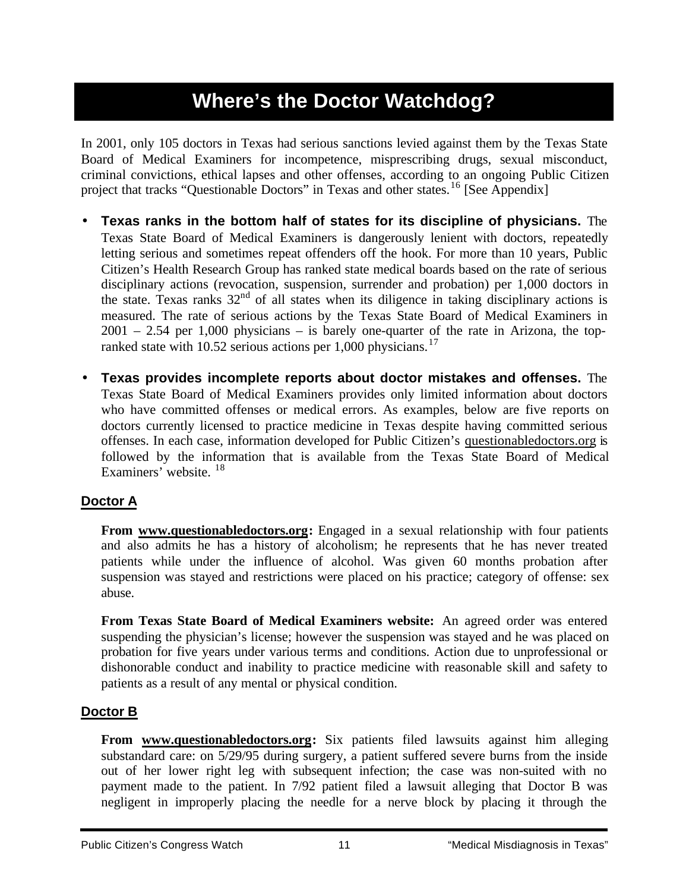# Where's the Doctor Watchdog?

In 2001, only 105 doctors in Texas had serious sanctions levied against them by the Texas State Board of Medical Examiners for incompetence, misprescribing drugs, sexual misconduct, criminal convictions, ethical lapses and other offenses, according to an ongoing Public Citizen project that tracks "Questionable Doctors" in Texas and other states.[16] [See Appendix]

- **Texas ranks in the bottom half of states for its discipline of physicians.** The Texas State Board of Medical Examiners is dangerously lenient with doctors, repeatedly letting serious and sometimes repeat offenders off the hook. For more than 10 years, Public Citizen's Health Research Group has ranked state medical boards based on the rate of serious disciplinary actions (revocation, suspension, surrender and probation) per 1,000 doctors in the state. Texas ranks 32nd of all states when its diligence in taking disciplinary actions is measured. The rate of serious actions by the Texas State Board of Medical Examiners in 2001 – 2.54 per 1,000 physicians – is barely one-quarter of the rate in Arizona, the top-ranked state with 10.52 serious actions per 1,000 physicians.[17]

- **Texas provides incomplete reports about doctor mistakes and offenses.** The Texas State Board of Medical Examiners provides only limited information about doctors who have committed offenses or medical errors. As examples, below are five reports on doctors currently licensed to practice medicine in Texas despite having committed serious offenses. In each case, information developed for Public Citizen's questionabledoctors.org is followed by the information that is available from the Texas State Board of Medical Examiners' website.[18]

## Doctor A

**From www.questionabledoctors.org:** Engaged in a sexual relationship with four patients and also admits he has a history of alcoholism; he represents that he has never treated patients while under the influence of alcohol. Was given 60 months probation after suspension was stayed and restrictions were placed on his practice; category of offense: sex abuse.

**From Texas State Board of Medical Examiners website:** An agreed order was entered suspending the physician's license; however the suspension was stayed and he was placed on probation for five years under various terms and conditions. Action due to unprofessional or dishonorable conduct and inability to practice medicine with reasonable skill and safety to patients as a result of any mental or physical condition.

## Doctor B

**From www.questionabledoctors.org:** Six patients filed lawsuits against him alleging substandard care: on 5/29/95 during surgery, a patient suffered severe burns from the inside out of her lower right leg with subsequent infection; the case was non-suited with no payment made to the patient. In 7/92 patient filed a lawsuit alleging that Doctor B was negligent in improperly placing the needle for a nerve block by placing it through the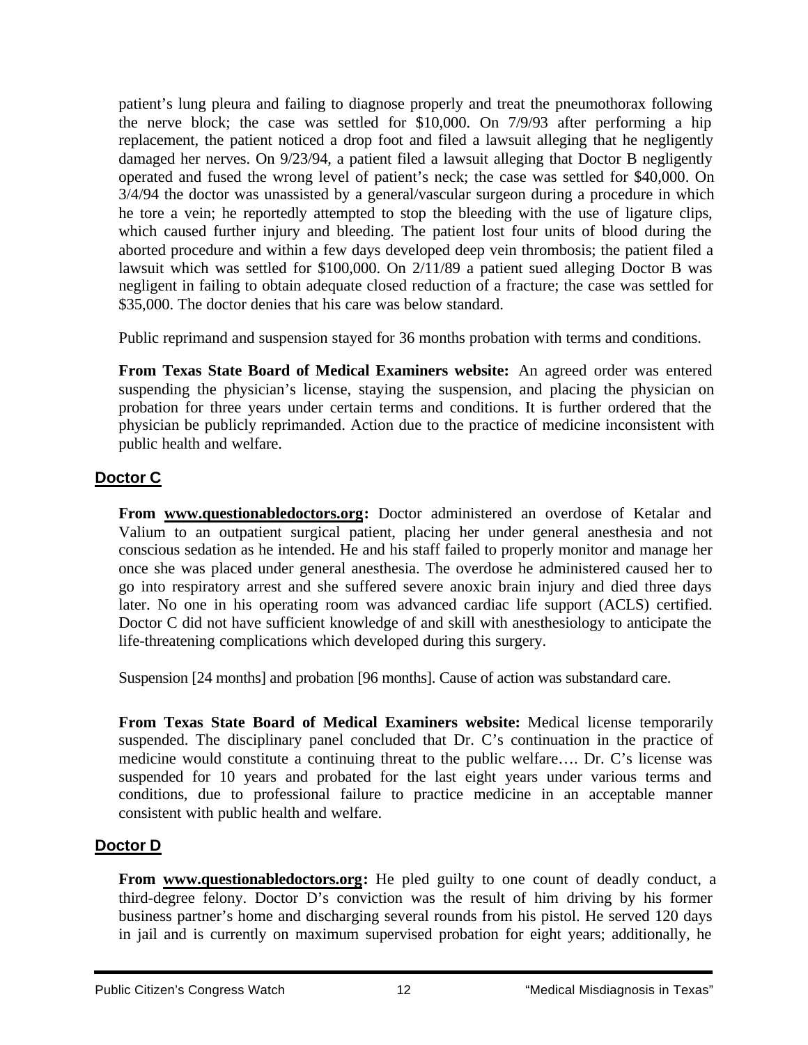patient's lung pleura and failing to diagnose properly and treat the pneumothorax following the nerve block; the case was settled for $10,000. On 7/9/93 after performing a hip replacement, the patient noticed a drop foot and filed a lawsuit alleging that he negligently damaged her nerves. On 9/23/94, a patient filed a lawsuit alleging that Doctor B negligently operated and fused the wrong level of patient's neck; the case was settled for $40,000. On 3/4/94 the doctor was unassisted by a general/vascular surgeon during a procedure in which he tore a vein; he reportedly attempted to stop the bleeding with the use of ligature clips, which caused further injury and bleeding. The patient lost four units of blood during the aborted procedure and within a few days developed deep vein thrombosis; the patient filed a lawsuit which was settled for $100,000. On 2/11/89 a patient sued alleging Doctor B was negligent in failing to obtain adequate closed reduction of a fracture; the case was settled for $35,000. The doctor denies that his care was below standard.

Public reprimand and suspension stayed for 36 months probation with terms and conditions.

**From Texas State Board of Medical Examiners website:** An agreed order was entered suspending the physician's license, staying the suspension, and placing the physician on probation for three years under certain terms and conditions. It is further ordered that the physician be publicly reprimanded. Action due to the practice of medicine inconsistent with public health and welfare.

## Doctor C

**From www.questionabledoctors.org:** Doctor administered an overdose of Ketalar and Valium to an outpatient surgical patient, placing her under general anesthesia and not conscious sedation as he intended. He and his staff failed to properly monitor and manage her once she was placed under general anesthesia. The overdose he administered caused her to go into respiratory arrest and she suffered severe anoxic brain injury and died three days later. No one in his operating room was advanced cardiac life support (ACLS) certified. Doctor C did not have sufficient knowledge of and skill with anesthesiology to anticipate the life-threatening complications which developed during this surgery.

Suspension [24 months] and probation [96 months]. Cause of action was substandard care.

**From Texas State Board of Medical Examiners website:** Medical license temporarily suspended. The disciplinary panel concluded that Dr. C's continuation in the practice of medicine would constitute a continuing threat to the public welfare…. Dr. C's license was suspended for 10 years and probated for the last eight years under various terms and conditions, due to professional failure to practice medicine in an acceptable manner consistent with public health and welfare.

## Doctor D

**From www.questionabledoctors.org:** He pled guilty to one count of deadly conduct, a third-degree felony. Doctor D's conviction was the result of him driving by his former business partner's home and discharging several rounds from his pistol. He served 120 days in jail and is currently on maximum supervised probation for eight years; additionally, he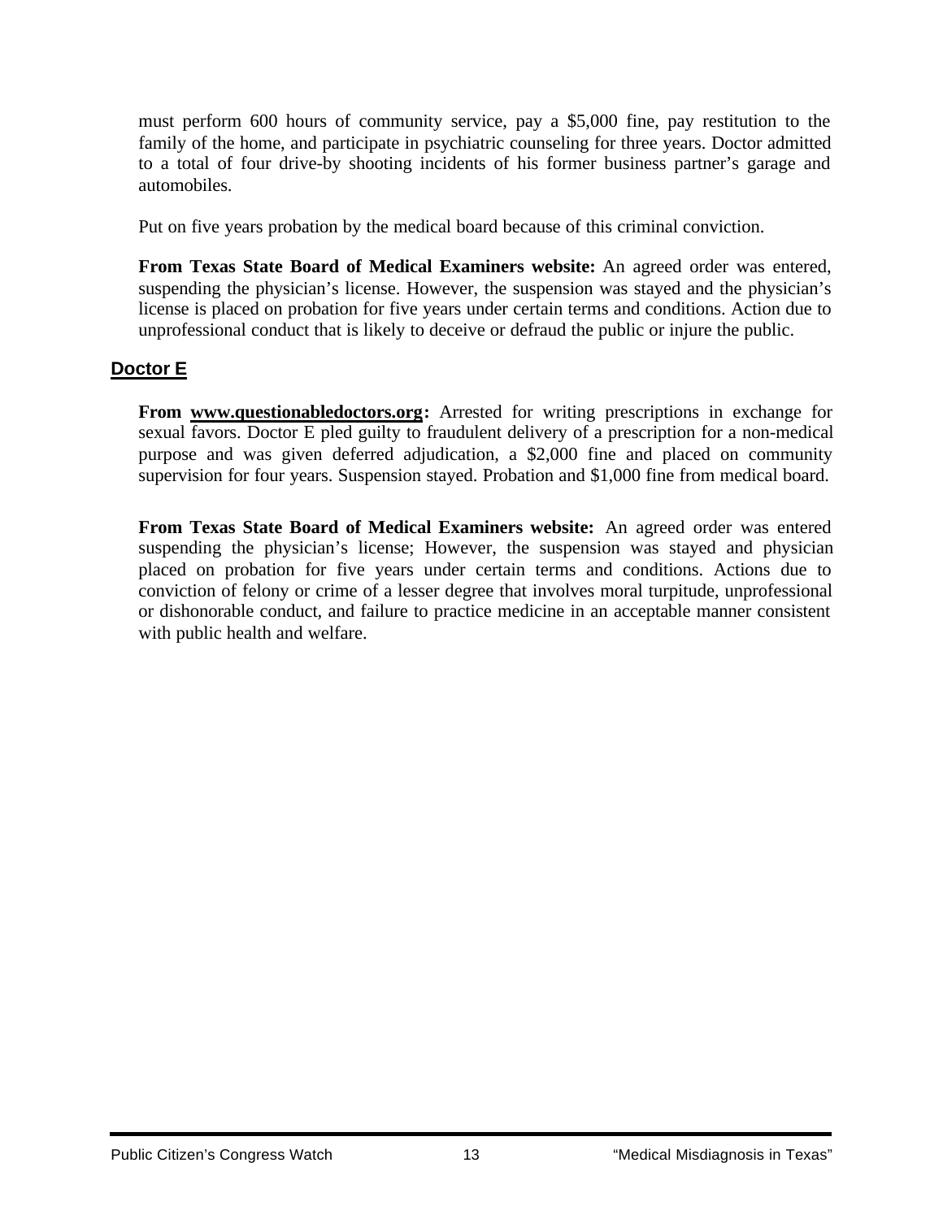must perform 600 hours of community service, pay a $5,000 fine, pay restitution to the family of the home, and participate in psychiatric counseling for three years. Doctor admitted to a total of four drive-by shooting incidents of his former business partner's garage and automobiles.

Put on five years probation by the medical board because of this criminal conviction.

**From Texas State Board of Medical Examiners website:** An agreed order was entered, suspending the physician's license. However, the suspension was stayed and the physician's license is placed on probation for five years under certain terms and conditions. Action due to unprofessional conduct that is likely to deceive or defraud the public or injure the public.

## Doctor E

**From www.questionabledoctors.org:** Arrested for writing prescriptions in exchange for sexual favors. Doctor E pled guilty to fraudulent delivery of a prescription for a non-medical purpose and was given deferred adjudication, a $2,000 fine and placed on community supervision for four years. Suspension stayed. Probation and $1,000 fine from medical board.

**From Texas State Board of Medical Examiners website:** An agreed order was entered suspending the physician's license; However, the suspension was stayed and physician placed on probation for five years under certain terms and conditions. Actions due to conviction of felony or crime of a lesser degree that involves moral turpitude, unprofessional or dishonorable conduct, and failure to practice medicine in an acceptable manner consistent with public health and welfare.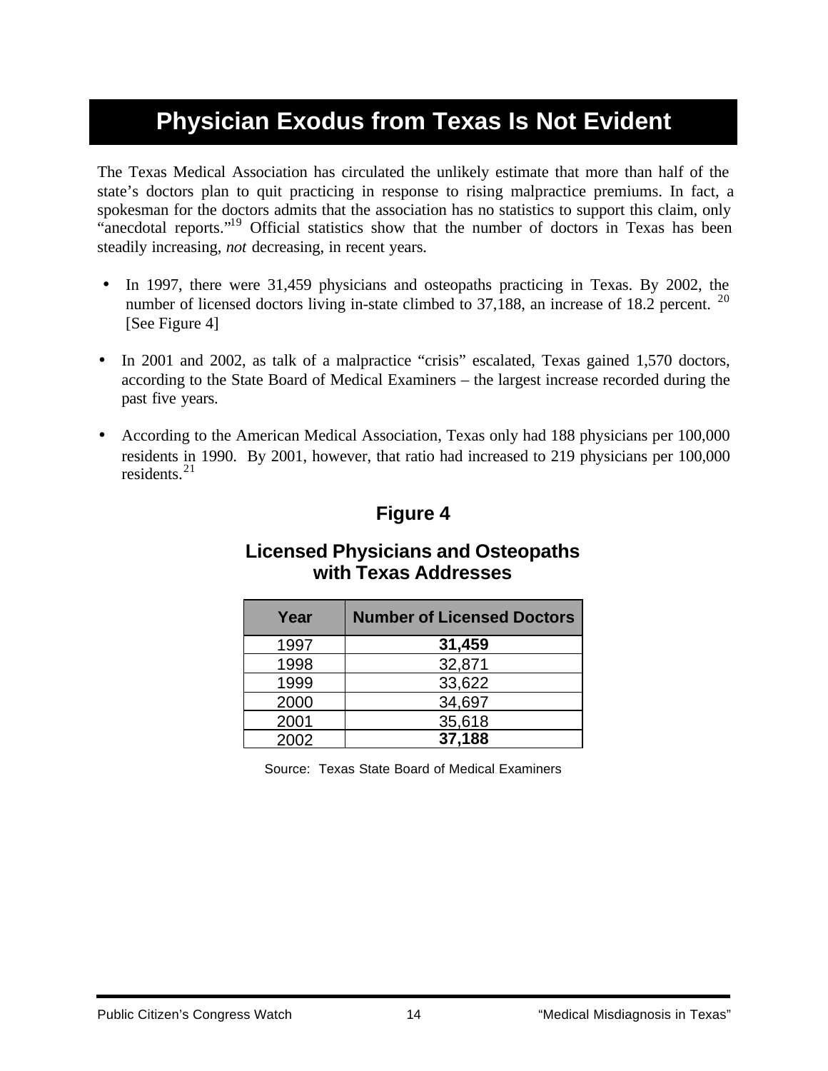# Physician Exodus from Texas Is Not Evident

The Texas Medical Association has circulated the unlikely estimate that more than half of the state's doctors plan to quit practicing in response to rising malpractice premiums. In fact, a spokesman for the doctors admits that the association has no statistics to support this claim, only "anecdotal reports."[19] Official statistics show that the number of doctors in Texas has been steadily increasing, *not* decreasing, in recent years.

- In 1997, there were 31,459 physicians and osteopaths practicing in Texas. By 2002, the number of licensed doctors living in-state climbed to 37,188, an increase of 18.2 percent.[20] [See Figure 4]
- In 2001 and 2002, as talk of a malpractice "crisis" escalated, Texas gained 1,570 doctors, according to the State Board of Medical Examiners – the largest increase recorded during the past five years.
- According to the American Medical Association, Texas only had 188 physicians per 100,000 residents in 1990. By 2001, however, that ratio had increased to 219 physicians per 100,000 residents.[21]

## Figure 4

### Licensed Physicians and Osteopaths with Texas Addresses

| Year | Number of Licensed Doctors |
|---|---|
| 1997 | **31,459** |
| 1998 | 32,871 |
| 1999 | 33,622 |
| 2000 | 34,697 |
| 2001 | 35,618 |
| 2002 | **37,188** |

Source: Texas State Board of Medical Examiners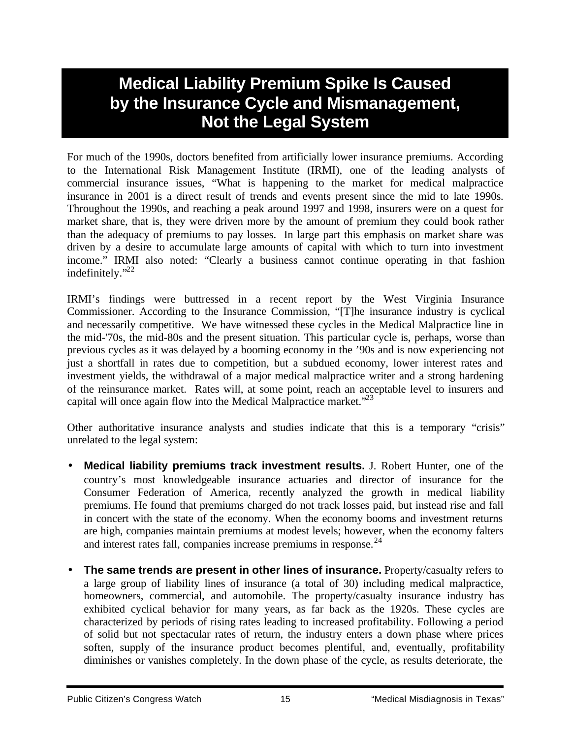# Medical Liability Premium Spike Is Caused by the Insurance Cycle and Mismanagement, Not the Legal System

For much of the 1990s, doctors benefited from artificially lower insurance premiums. According to the International Risk Management Institute (IRMI), one of the leading analysts of commercial insurance issues, "What is happening to the market for medical malpractice insurance in 2001 is a direct result of trends and events present since the mid to late 1990s. Throughout the 1990s, and reaching a peak around 1997 and 1998, insurers were on a quest for market share, that is, they were driven more by the amount of premium they could book rather than the adequacy of premiums to pay losses. In large part this emphasis on market share was driven by a desire to accumulate large amounts of capital with which to turn into investment income." IRMI also noted: "Clearly a business cannot continue operating in that fashion indefinitely."[22]

IRMI's findings were buttressed in a recent report by the West Virginia Insurance Commissioner. According to the Insurance Commission, "[T]he insurance industry is cyclical and necessarily competitive. We have witnessed these cycles in the Medical Malpractice line in the mid-'70s, the mid-80s and the present situation. This particular cycle is, perhaps, worse than previous cycles as it was delayed by a booming economy in the '90s and is now experiencing not just a shortfall in rates due to competition, but a subdued economy, lower interest rates and investment yields, the withdrawal of a major medical malpractice writer and a strong hardening of the reinsurance market. Rates will, at some point, reach an acceptable level to insurers and capital will once again flow into the Medical Malpractice market."[23]

Other authoritative insurance analysts and studies indicate that this is a temporary "crisis" unrelated to the legal system:

- **Medical liability premiums track investment results.** J. Robert Hunter, one of the country's most knowledgeable insurance actuaries and director of insurance for the Consumer Federation of America, recently analyzed the growth in medical liability premiums. He found that premiums charged do not track losses paid, but instead rise and fall in concert with the state of the economy. When the economy booms and investment returns are high, companies maintain premiums at modest levels; however, when the economy falters and interest rates fall, companies increase premiums in response.[24]

- **The same trends are present in other lines of insurance.** Property/casualty refers to a large group of liability lines of insurance (a total of 30) including medical malpractice, homeowners, commercial, and automobile. The property/casualty insurance industry has exhibited cyclical behavior for many years, as far back as the 1920s. These cycles are characterized by periods of rising rates leading to increased profitability. Following a period of solid but not spectacular rates of return, the industry enters a down phase where prices soften, supply of the insurance product becomes plentiful, and, eventually, profitability diminishes or vanishes completely. In the down phase of the cycle, as results deteriorate, the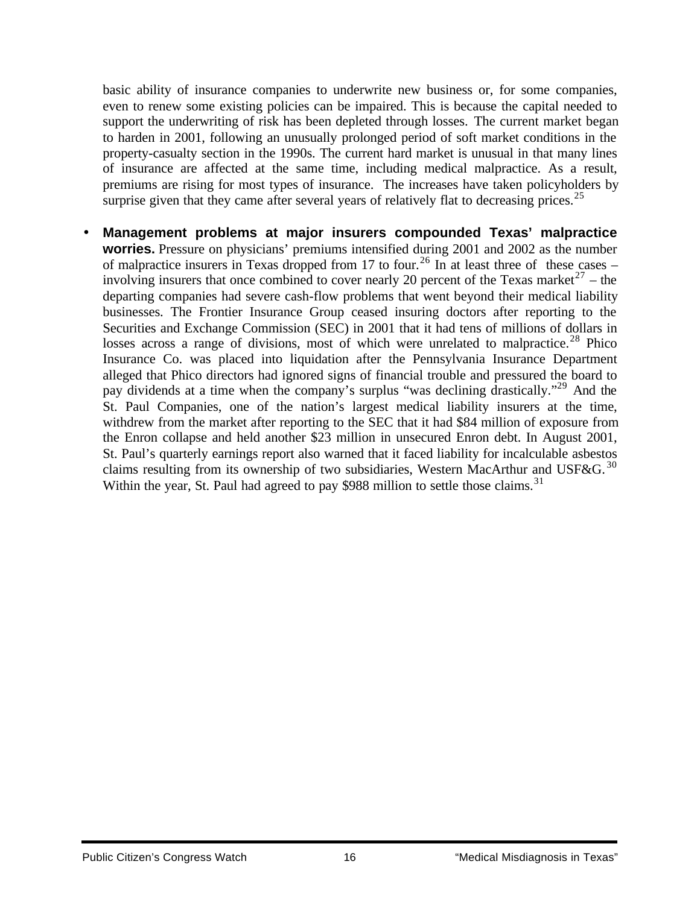basic ability of insurance companies to underwrite new business or, for some companies, even to renew some existing policies can be impaired. This is because the capital needed to support the underwriting of risk has been depleted through losses. The current market began to harden in 2001, following an unusually prolonged period of soft market conditions in the property-casualty section in the 1990s. The current hard market is unusual in that many lines of insurance are affected at the same time, including medical malpractice. As a result, premiums are rising for most types of insurance. The increases have taken policyholders by surprise given that they came after several years of relatively flat to decreasing prices.[25]

- **Management problems at major insurers compounded Texas' malpractice worries.** Pressure on physicians' premiums intensified during 2001 and 2002 as the number of malpractice insurers in Texas dropped from 17 to four.[26] In at least three of these cases – involving insurers that once combined to cover nearly 20 percent of the Texas market[27] – the departing companies had severe cash-flow problems that went beyond their medical liability businesses. The Frontier Insurance Group ceased insuring doctors after reporting to the Securities and Exchange Commission (SEC) in 2001 that it had tens of millions of dollars in losses across a range of divisions, most of which were unrelated to malpractice.[28] Phico Insurance Co. was placed into liquidation after the Pennsylvania Insurance Department alleged that Phico directors had ignored signs of financial trouble and pressured the board to pay dividends at a time when the company's surplus "was declining drastically."[29] And the St. Paul Companies, one of the nation's largest medical liability insurers at the time, withdrew from the market after reporting to the SEC that it had $84 million of exposure from the Enron collapse and held another $23 million in unsecured Enron debt. In August 2001, St. Paul's quarterly earnings report also warned that it faced liability for incalculable asbestos claims resulting from its ownership of two subsidiaries, Western MacArthur and USF&G.[30] Within the year, St. Paul had agreed to pay $988 million to settle those claims.[31]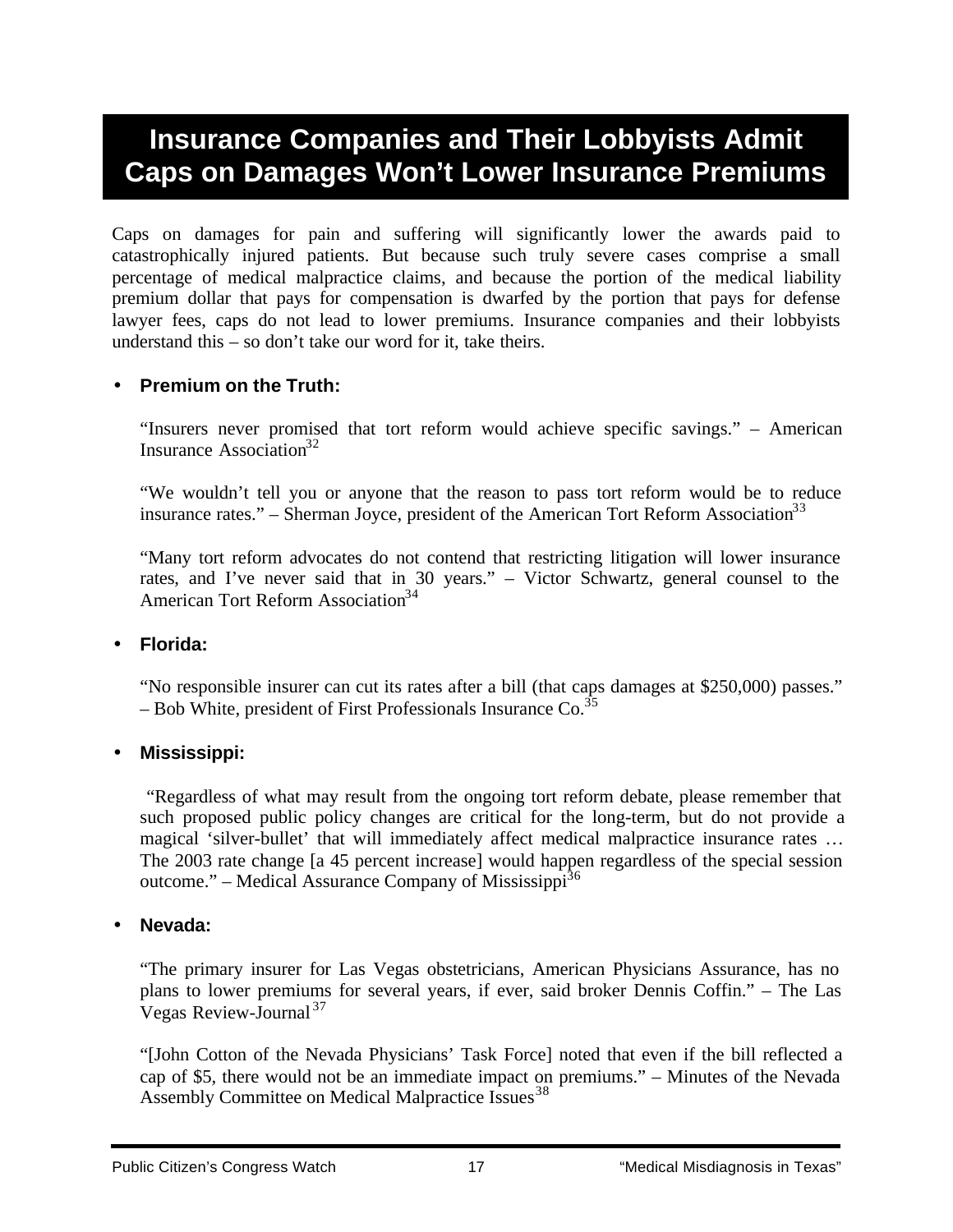# Insurance Companies and Their Lobbyists Admit Caps on Damages Won't Lower Insurance Premiums

Caps on damages for pain and suffering will significantly lower the awards paid to catastrophically injured patients. But because such truly severe cases comprise a small percentage of medical malpractice claims, and because the portion of the medical liability premium dollar that pays for compensation is dwarfed by the portion that pays for defense lawyer fees, caps do not lead to lower premiums. Insurance companies and their lobbyists understand this – so don't take our word for it, take theirs.

- **Premium on the Truth:**

  "Insurers never promised that tort reform would achieve specific savings." – American Insurance Association[32]

  "We wouldn't tell you or anyone that the reason to pass tort reform would be to reduce insurance rates." – Sherman Joyce, president of the American Tort Reform Association[33]

  "Many tort reform advocates do not contend that restricting litigation will lower insurance rates, and I've never said that in 30 years." – Victor Schwartz, general counsel to the American Tort Reform Association[34]

- **Florida:**

  "No responsible insurer can cut its rates after a bill (that caps damages at $250,000) passes." – Bob White, president of First Professionals Insurance Co.[35]

- **Mississippi:**

  "Regardless of what may result from the ongoing tort reform debate, please remember that such proposed public policy changes are critical for the long-term, but do not provide a magical 'silver-bullet' that will immediately affect medical malpractice insurance rates … The 2003 rate change [a 45 percent increase] would happen regardless of the special session outcome." – Medical Assurance Company of Mississippi[36]

- **Nevada:**

  "The primary insurer for Las Vegas obstetricians, American Physicians Assurance, has no plans to lower premiums for several years, if ever, said broker Dennis Coffin." – The Las Vegas Review-Journal[37]

  "[John Cotton of the Nevada Physicians' Task Force] noted that even if the bill reflected a cap of $5, there would not be an immediate impact on premiums." – Minutes of the Nevada Assembly Committee on Medical Malpractice Issues[38]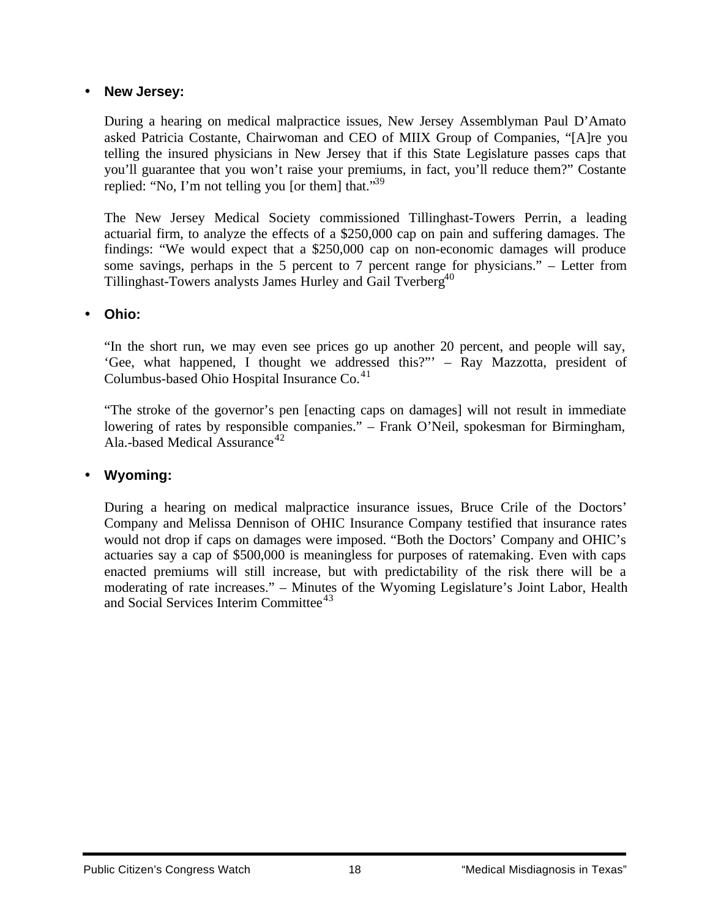- **New Jersey:**

  During a hearing on medical malpractice issues, New Jersey Assemblyman Paul D'Amato asked Patricia Costante, Chairwoman and CEO of MIIX Group of Companies, "[A]re you telling the insured physicians in New Jersey that if this State Legislature passes caps that you'll guarantee that you won't raise your premiums, in fact, you'll reduce them?" Costante replied: "No, I'm not telling you [or them] that."[39]

  The New Jersey Medical Society commissioned Tillinghast-Towers Perrin, a leading actuarial firm, to analyze the effects of a $250,000 cap on pain and suffering damages. The findings: "We would expect that a $250,000 cap on non-economic damages will produce some savings, perhaps in the 5 percent to 7 percent range for physicians." – Letter from Tillinghast-Towers analysts James Hurley and Gail Tverberg[40]

- **Ohio:**

  "In the short run, we may even see prices go up another 20 percent, and people will say, 'Gee, what happened, I thought we addressed this?"' – Ray Mazzotta, president of Columbus-based Ohio Hospital Insurance Co.[41]

  "The stroke of the governor's pen [enacting caps on damages] will not result in immediate lowering of rates by responsible companies." – Frank O'Neil, spokesman for Birmingham, Ala.-based Medical Assurance[42]

- **Wyoming:**

  During a hearing on medical malpractice insurance issues, Bruce Crile of the Doctors' Company and Melissa Dennison of OHIC Insurance Company testified that insurance rates would not drop if caps on damages were imposed. "Both the Doctors' Company and OHIC's actuaries say a cap of $500,000 is meaningless for purposes of ratemaking. Even with caps enacted premiums will still increase, but with predictability of the risk there will be a moderating of rate increases." – Minutes of the Wyoming Legislature's Joint Labor, Health and Social Services Interim Committee[43]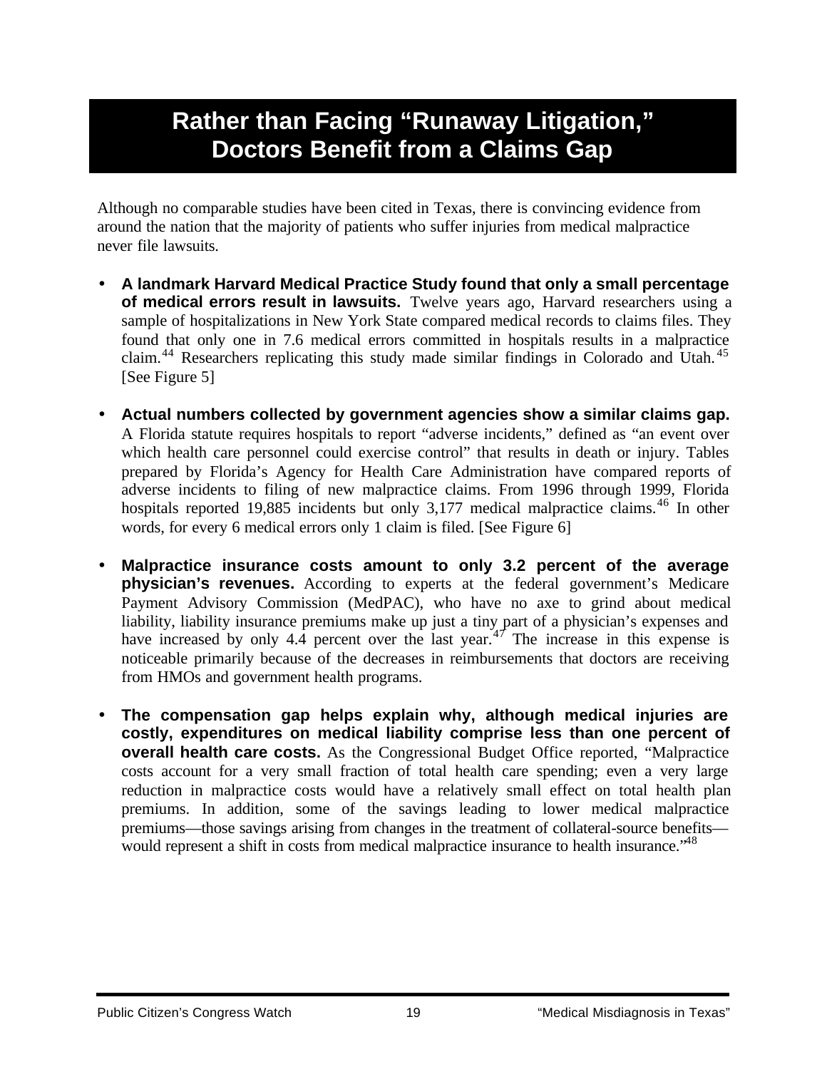# Rather than Facing "Runaway Litigation," Doctors Benefit from a Claims Gap

Although no comparable studies have been cited in Texas, there is convincing evidence from around the nation that the majority of patients who suffer injuries from medical malpractice never file lawsuits.

- **A landmark Harvard Medical Practice Study found that only a small percentage of medical errors result in lawsuits.** Twelve years ago, Harvard researchers using a sample of hospitalizations in New York State compared medical records to claims files. They found that only one in 7.6 medical errors committed in hospitals results in a malpractice claim.[44] Researchers replicating this study made similar findings in Colorado and Utah.[45] [See Figure 5]

- **Actual numbers collected by government agencies show a similar claims gap.** A Florida statute requires hospitals to report "adverse incidents," defined as "an event over which health care personnel could exercise control" that results in death or injury. Tables prepared by Florida's Agency for Health Care Administration have compared reports of adverse incidents to filing of new malpractice claims. From 1996 through 1999, Florida hospitals reported 19,885 incidents but only 3,177 medical malpractice claims.[46] In other words, for every 6 medical errors only 1 claim is filed. [See Figure 6]

- **Malpractice insurance costs amount to only 3.2 percent of the average physician's revenues.** According to experts at the federal government's Medicare Payment Advisory Commission (MedPAC), who have no axe to grind about medical liability, liability insurance premiums make up just a tiny part of a physician's expenses and have increased by only 4.4 percent over the last year.[47] The increase in this expense is noticeable primarily because of the decreases in reimbursements that doctors are receiving from HMOs and government health programs.

- **The compensation gap helps explain why, although medical injuries are costly, expenditures on medical liability comprise less than one percent of overall health care costs.** As the Congressional Budget Office reported, "Malpractice costs account for a very small fraction of total health care spending; even a very large reduction in malpractice costs would have a relatively small effect on total health plan premiums. In addition, some of the savings leading to lower medical malpractice premiums—those savings arising from changes in the treatment of collateral-source benefits—would represent a shift in costs from medical malpractice insurance to health insurance."[48]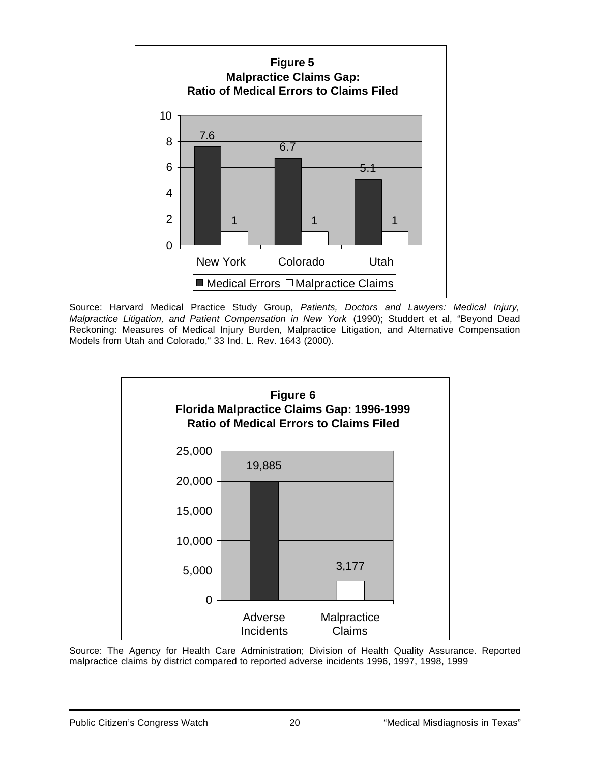**Figure 5**
**Malpractice Claims Gap:**
**Ratio of Medical Errors to Claims Filed**

| | Medical Errors | Malpractice Claims |
|---|---|---|
| New York | 7.6 | 1 |
| Colorado | 6.7 | 1 |
| Utah | 5.1 | 1 |

Source: Harvard Medical Practice Study Group, *Patients, Doctors and Lawyers: Medical Injury, Malpractice Litigation, and Patient Compensation in New York* (1990); Studdert et al, "Beyond Dead Reckoning: Measures of Medical Injury Burden, Malpractice Litigation, and Alternative Compensation Models from Utah and Colorado," 33 Ind. L. Rev. 1643 (2000).

**Figure 6**
**Florida Malpractice Claims Gap: 1996-1999**
**Ratio of Medical Errors to Claims Filed**

| Adverse Incidents | Malpractice Claims |
|---|---|
| 19,885 | 3,177 |

Source: The Agency for Health Care Administration; Division of Health Quality Assurance. Reported malpractice claims by district compared to reported adverse incidents 1996, 1997, 1998, 1999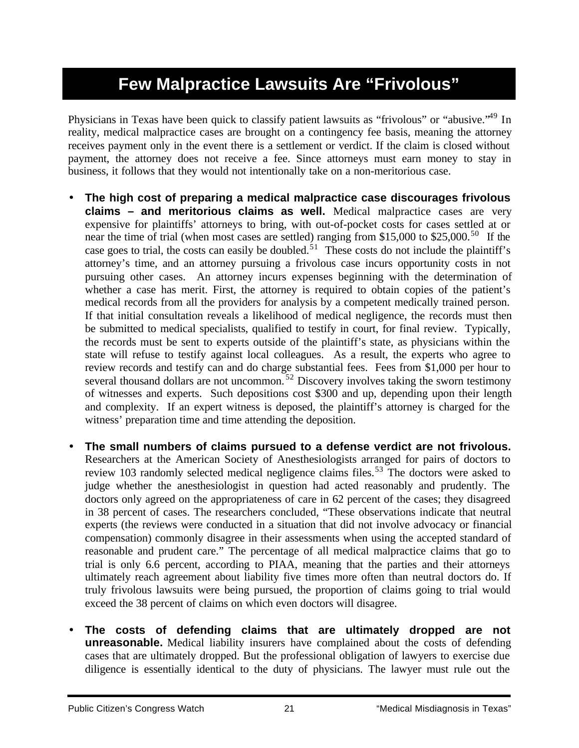# Few Malpractice Lawsuits Are "Frivolous"

Physicians in Texas have been quick to classify patient lawsuits as "frivolous" or "abusive."[49] In reality, medical malpractice cases are brought on a contingency fee basis, meaning the attorney receives payment only in the event there is a settlement or verdict. If the claim is closed without payment, the attorney does not receive a fee. Since attorneys must earn money to stay in business, it follows that they would not intentionally take on a non-meritorious case.

- **The high cost of preparing a medical malpractice case discourages frivolous claims – and meritorious claims as well.** Medical malpractice cases are very expensive for plaintiffs' attorneys to bring, with out-of-pocket costs for cases settled at or near the time of trial (when most cases are settled) ranging from $15,000 to $25,000.[50] If the case goes to trial, the costs can easily be doubled.[51] These costs do not include the plaintiff's attorney's time, and an attorney pursuing a frivolous case incurs opportunity costs in not pursuing other cases. An attorney incurs expenses beginning with the determination of whether a case has merit. First, the attorney is required to obtain copies of the patient's medical records from all the providers for analysis by a competent medically trained person. If that initial consultation reveals a likelihood of medical negligence, the records must then be submitted to medical specialists, qualified to testify in court, for final review. Typically, the records must be sent to experts outside of the plaintiff's state, as physicians within the state will refuse to testify against local colleagues. As a result, the experts who agree to review records and testify can and do charge substantial fees. Fees from $1,000 per hour to several thousand dollars are not uncommon.[52] Discovery involves taking the sworn testimony of witnesses and experts. Such depositions cost $300 and up, depending upon their length and complexity. If an expert witness is deposed, the plaintiff's attorney is charged for the witness' preparation time and time attending the deposition.

- **The small numbers of claims pursued to a defense verdict are not frivolous.** Researchers at the American Society of Anesthesiologists arranged for pairs of doctors to review 103 randomly selected medical negligence claims files.[53] The doctors were asked to judge whether the anesthesiologist in question had acted reasonably and prudently. The doctors only agreed on the appropriateness of care in 62 percent of the cases; they disagreed in 38 percent of cases. The researchers concluded, "These observations indicate that neutral experts (the reviews were conducted in a situation that did not involve advocacy or financial compensation) commonly disagree in their assessments when using the accepted standard of reasonable and prudent care." The percentage of all medical malpractice claims that go to trial is only 6.6 percent, according to PIAA, meaning that the parties and their attorneys ultimately reach agreement about liability five times more often than neutral doctors do. If truly frivolous lawsuits were being pursued, the proportion of claims going to trial would exceed the 38 percent of claims on which even doctors will disagree.

- **The costs of defending claims that are ultimately dropped are not unreasonable.** Medical liability insurers have complained about the costs of defending cases that are ultimately dropped. But the professional obligation of lawyers to exercise due diligence is essentially identical to the duty of physicians. The lawyer must rule out the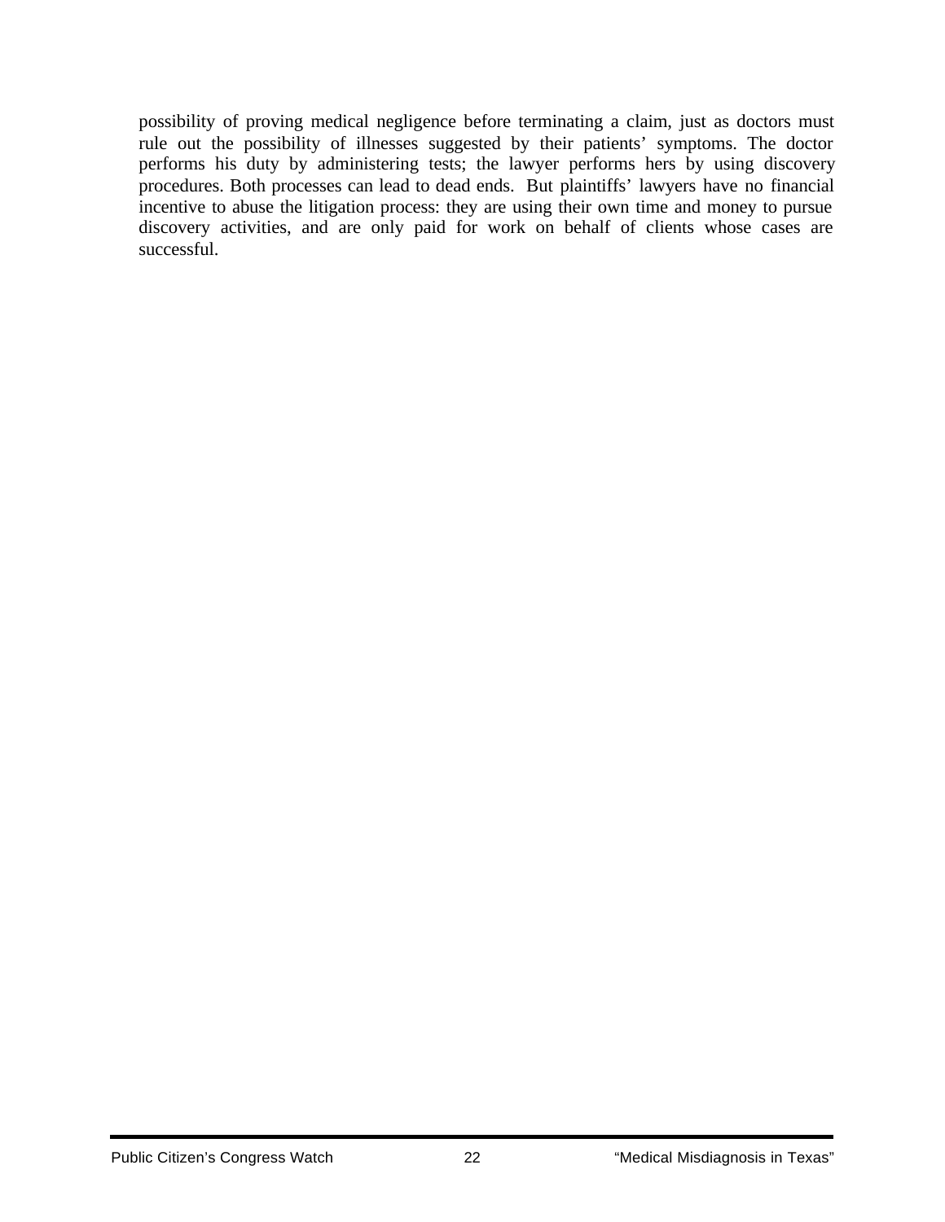possibility of proving medical negligence before terminating a claim, just as doctors must rule out the possibility of illnesses suggested by their patients' symptoms. The doctor performs his duty by administering tests; the lawyer performs hers by using discovery procedures. Both processes can lead to dead ends. But plaintiffs' lawyers have no financial incentive to abuse the litigation process: they are using their own time and money to pursue discovery activities, and are only paid for work on behalf of clients whose cases are successful.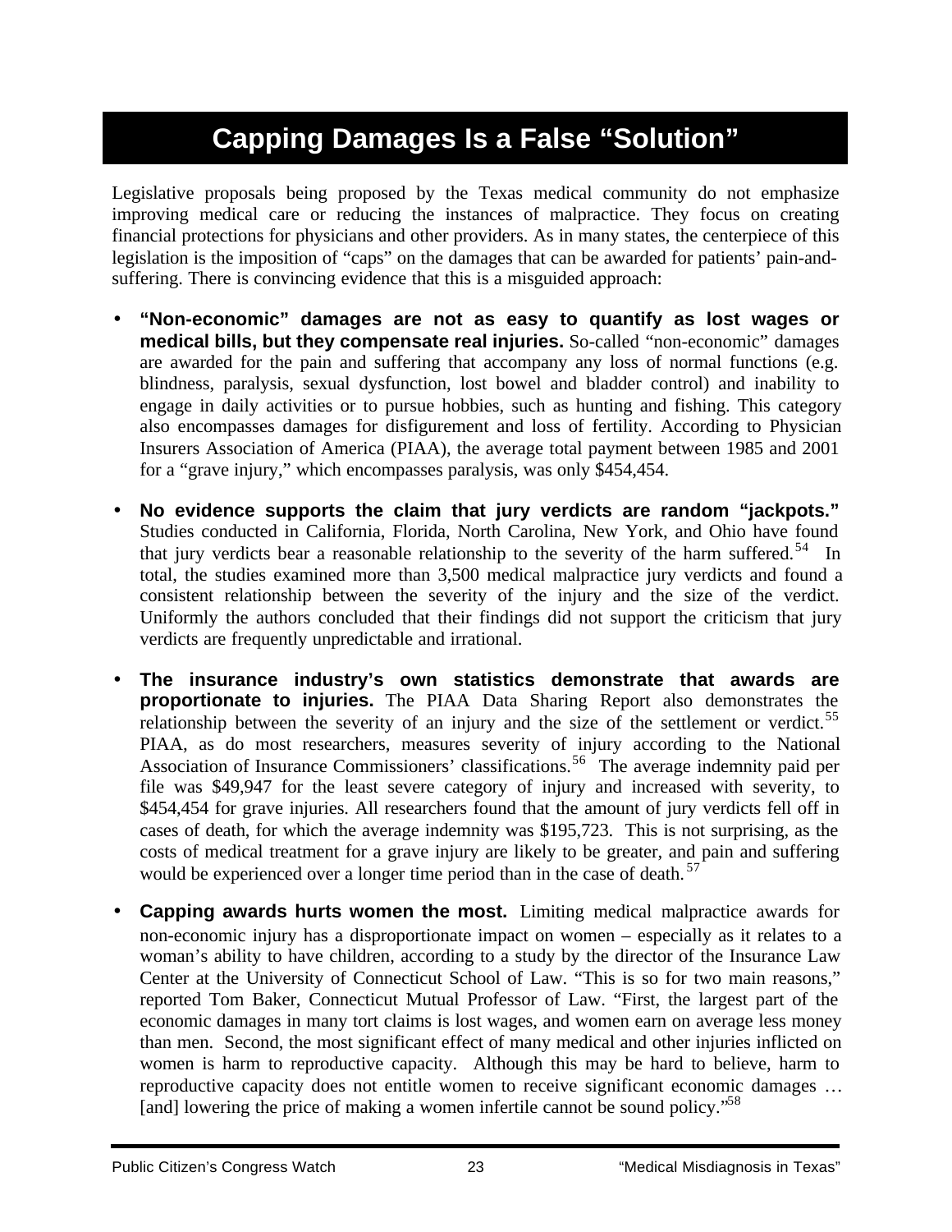# Capping Damages Is a False "Solution"

Legislative proposals being proposed by the Texas medical community do not emphasize improving medical care or reducing the instances of malpractice. They focus on creating financial protections for physicians and other providers. As in many states, the centerpiece of this legislation is the imposition of "caps" on the damages that can be awarded for patients' pain-and-suffering. There is convincing evidence that this is a misguided approach:

- **"Non-economic" damages are not as easy to quantify as lost wages or medical bills, but they compensate real injuries.** So-called "non-economic" damages are awarded for the pain and suffering that accompany any loss of normal functions (e.g. blindness, paralysis, sexual dysfunction, lost bowel and bladder control) and inability to engage in daily activities or to pursue hobbies, such as hunting and fishing. This category also encompasses damages for disfigurement and loss of fertility. According to Physician Insurers Association of America (PIAA), the average total payment between 1985 and 2001 for a "grave injury," which encompasses paralysis, was only $454,454.

- **No evidence supports the claim that jury verdicts are random "jackpots."** Studies conducted in California, Florida, North Carolina, New York, and Ohio have found that jury verdicts bear a reasonable relationship to the severity of the harm suffered.[54] In total, the studies examined more than 3,500 medical malpractice jury verdicts and found a consistent relationship between the severity of the injury and the size of the verdict. Uniformly the authors concluded that their findings did not support the criticism that jury verdicts are frequently unpredictable and irrational.

- **The insurance industry's own statistics demonstrate that awards are proportionate to injuries.** The PIAA Data Sharing Report also demonstrates the relationship between the severity of an injury and the size of the settlement or verdict.[55] PIAA, as do most researchers, measures severity of injury according to the National Association of Insurance Commissioners' classifications.[56] The average indemnity paid per file was $49,947 for the least severe category of injury and increased with severity, to $454,454 for grave injuries. All researchers found that the amount of jury verdicts fell off in cases of death, for which the average indemnity was $195,723. This is not surprising, as the costs of medical treatment for a grave injury are likely to be greater, and pain and suffering would be experienced over a longer time period than in the case of death.[57]

- **Capping awards hurts women the most.** Limiting medical malpractice awards for non-economic injury has a disproportionate impact on women – especially as it relates to a woman's ability to have children, according to a study by the director of the Insurance Law Center at the University of Connecticut School of Law. "This is so for two main reasons," reported Tom Baker, Connecticut Mutual Professor of Law. "First, the largest part of the economic damages in many tort claims is lost wages, and women earn on average less money than men. Second, the most significant effect of many medical and other injuries inflicted on women is harm to reproductive capacity. Although this may be hard to believe, harm to reproductive capacity does not entitle women to receive significant economic damages … [and] lowering the price of making a women infertile cannot be sound policy."[58]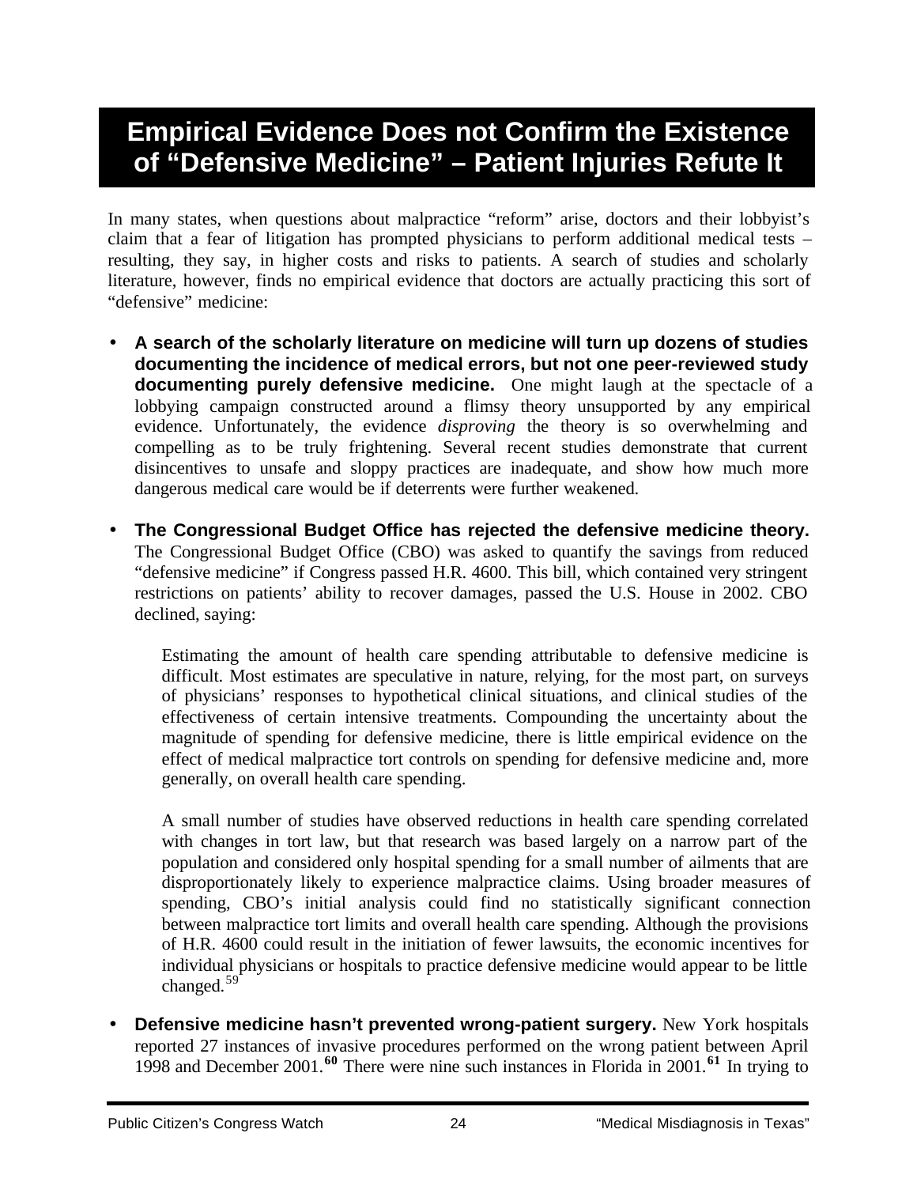# Empirical Evidence Does not Confirm the Existence of "Defensive Medicine" – Patient Injuries Refute It

In many states, when questions about malpractice "reform" arise, doctors and their lobbyist's claim that a fear of litigation has prompted physicians to perform additional medical tests – resulting, they say, in higher costs and risks to patients. A search of studies and scholarly literature, however, finds no empirical evidence that doctors are actually practicing this sort of "defensive" medicine:

- **A search of the scholarly literature on medicine will turn up dozens of studies documenting the incidence of medical errors, but not one peer-reviewed study documenting purely defensive medicine.** One might laugh at the spectacle of a lobbying campaign constructed around a flimsy theory unsupported by any empirical evidence. Unfortunately, the evidence *disproving* the theory is so overwhelming and compelling as to be truly frightening. Several recent studies demonstrate that current disincentives to unsafe and sloppy practices are inadequate, and show how much more dangerous medical care would be if deterrents were further weakened.

- **The Congressional Budget Office has rejected the defensive medicine theory.** The Congressional Budget Office (CBO) was asked to quantify the savings from reduced "defensive medicine" if Congress passed H.R. 4600. This bill, which contained very stringent restrictions on patients' ability to recover damages, passed the U.S. House in 2002. CBO declined, saying:

  > Estimating the amount of health care spending attributable to defensive medicine is difficult. Most estimates are speculative in nature, relying, for the most part, on surveys of physicians' responses to hypothetical clinical situations, and clinical studies of the effectiveness of certain intensive treatments. Compounding the uncertainty about the magnitude of spending for defensive medicine, there is little empirical evidence on the effect of medical malpractice tort controls on spending for defensive medicine and, more generally, on overall health care spending.
  >
  > A small number of studies have observed reductions in health care spending correlated with changes in tort law, but that research was based largely on a narrow part of the population and considered only hospital spending for a small number of ailments that are disproportionately likely to experience malpractice claims. Using broader measures of spending, CBO's initial analysis could find no statistically significant connection between malpractice tort limits and overall health care spending. Although the provisions of H.R. 4600 could result in the initiation of fewer lawsuits, the economic incentives for individual physicians or hospitals to practice defensive medicine would appear to be little changed.[59]

- **Defensive medicine hasn't prevented wrong-patient surgery.** New York hospitals reported 27 instances of invasive procedures performed on the wrong patient between April 1998 and December 2001.[60] There were nine such instances in Florida in 2001.[61] In trying to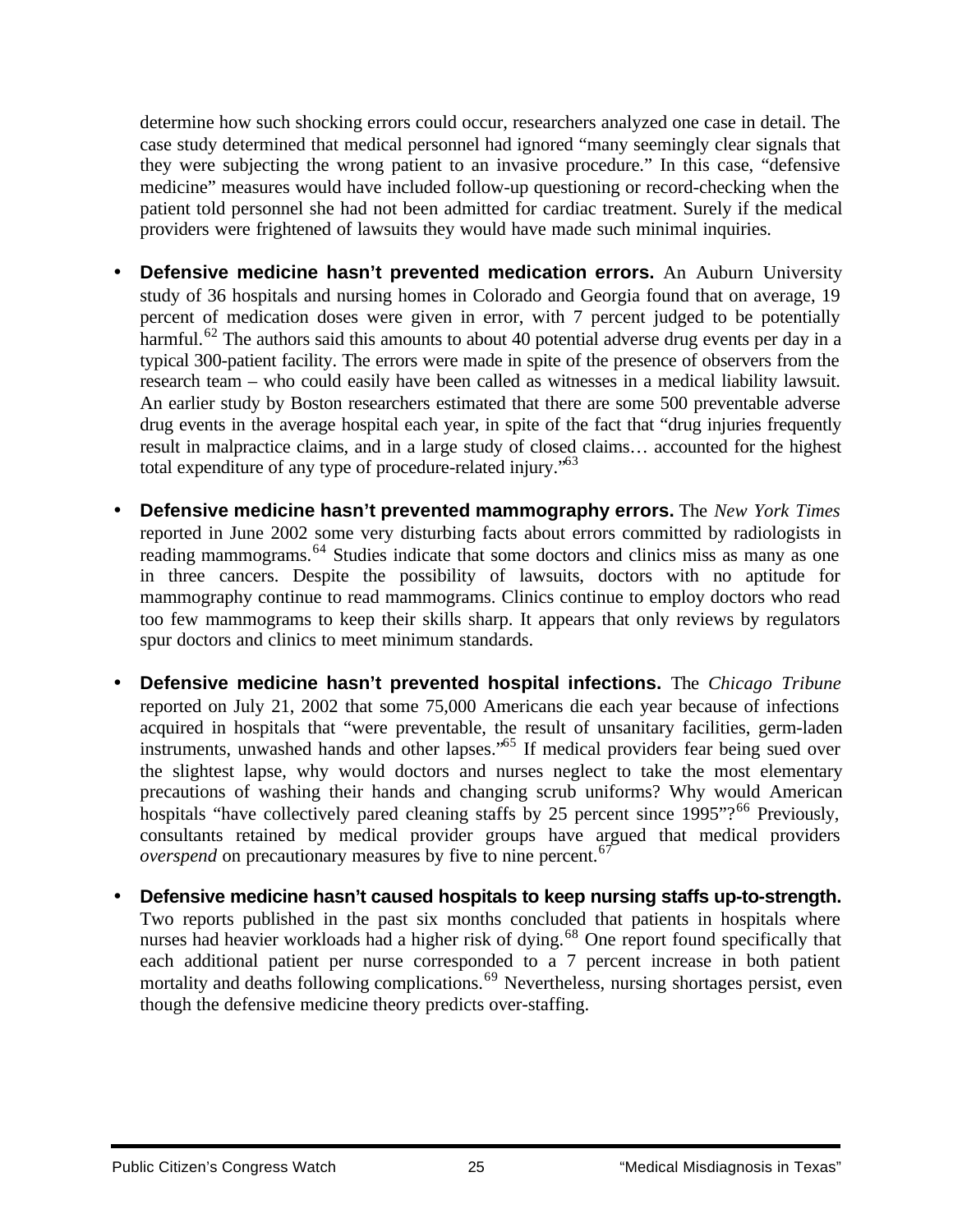determine how such shocking errors could occur, researchers analyzed one case in detail. The case study determined that medical personnel had ignored "many seemingly clear signals that they were subjecting the wrong patient to an invasive procedure." In this case, "defensive medicine" measures would have included follow-up questioning or record-checking when the patient told personnel she had not been admitted for cardiac treatment. Surely if the medical providers were frightened of lawsuits they would have made such minimal inquiries.

- **Defensive medicine hasn't prevented medication errors.** An Auburn University study of 36 hospitals and nursing homes in Colorado and Georgia found that on average, 19 percent of medication doses were given in error, with 7 percent judged to be potentially harmful.[62] The authors said this amounts to about 40 potential adverse drug events per day in a typical 300-patient facility. The errors were made in spite of the presence of observers from the research team – who could easily have been called as witnesses in a medical liability lawsuit. An earlier study by Boston researchers estimated that there are some 500 preventable adverse drug events in the average hospital each year, in spite of the fact that "drug injuries frequently result in malpractice claims, and in a large study of closed claims… accounted for the highest total expenditure of any type of procedure-related injury."[63]

- **Defensive medicine hasn't prevented mammography errors.** The *New York Times* reported in June 2002 some very disturbing facts about errors committed by radiologists in reading mammograms.[64] Studies indicate that some doctors and clinics miss as many as one in three cancers. Despite the possibility of lawsuits, doctors with no aptitude for mammography continue to read mammograms. Clinics continue to employ doctors who read too few mammograms to keep their skills sharp. It appears that only reviews by regulators spur doctors and clinics to meet minimum standards.

- **Defensive medicine hasn't prevented hospital infections.** The *Chicago Tribune* reported on July 21, 2002 that some 75,000 Americans die each year because of infections acquired in hospitals that "were preventable, the result of unsanitary facilities, germ-laden instruments, unwashed hands and other lapses."[65] If medical providers fear being sued over the slightest lapse, why would doctors and nurses neglect to take the most elementary precautions of washing their hands and changing scrub uniforms? Why would American hospitals "have collectively pared cleaning staffs by 25 percent since 1995"?[66] Previously, consultants retained by medical provider groups have argued that medical providers *overspend* on precautionary measures by five to nine percent.[67]

- **Defensive medicine hasn't caused hospitals to keep nursing staffs up-to-strength.** Two reports published in the past six months concluded that patients in hospitals where nurses had heavier workloads had a higher risk of dying.[68] One report found specifically that each additional patient per nurse corresponded to a 7 percent increase in both patient mortality and deaths following complications.[69] Nevertheless, nursing shortages persist, even though the defensive medicine theory predicts over-staffing.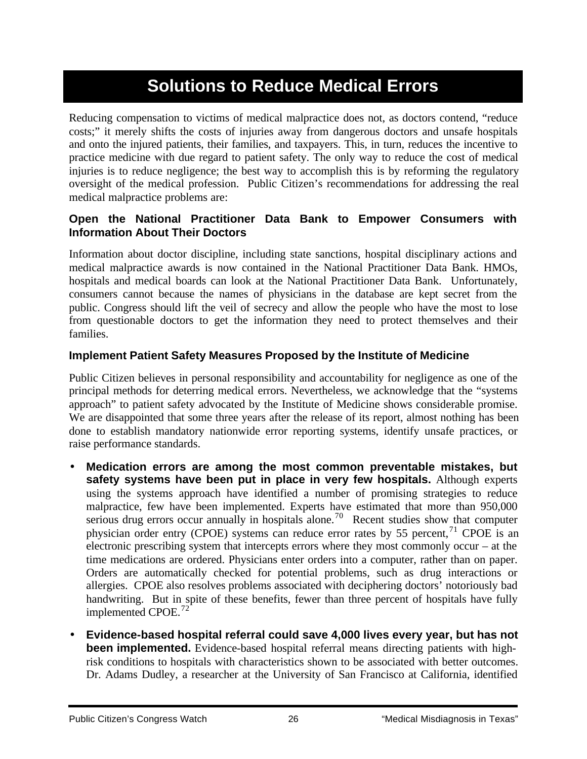# Solutions to Reduce Medical Errors

Reducing compensation to victims of medical malpractice does not, as doctors contend, "reduce costs;" it merely shifts the costs of injuries away from dangerous doctors and unsafe hospitals and onto the injured patients, their families, and taxpayers. This, in turn, reduces the incentive to practice medicine with due regard to patient safety. The only way to reduce the cost of medical injuries is to reduce negligence; the best way to accomplish this is by reforming the regulatory oversight of the medical profession. Public Citizen's recommendations for addressing the real medical malpractice problems are:

### Open the National Practitioner Data Bank to Empower Consumers with Information About Their Doctors

Information about doctor discipline, including state sanctions, hospital disciplinary actions and medical malpractice awards is now contained in the National Practitioner Data Bank. HMOs, hospitals and medical boards can look at the National Practitioner Data Bank. Unfortunately, consumers cannot because the names of physicians in the database are kept secret from the public. Congress should lift the veil of secrecy and allow the people who have the most to lose from questionable doctors to get the information they need to protect themselves and their families.

### Implement Patient Safety Measures Proposed by the Institute of Medicine

Public Citizen believes in personal responsibility and accountability for negligence as one of the principal methods for deterring medical errors. Nevertheless, we acknowledge that the "systems approach" to patient safety advocated by the Institute of Medicine shows considerable promise. We are disappointed that some three years after the release of its report, almost nothing has been done to establish mandatory nationwide error reporting systems, identify unsafe practices, or raise performance standards.

- **Medication errors are among the most common preventable mistakes, but safety systems have been put in place in very few hospitals.** Although experts using the systems approach have identified a number of promising strategies to reduce malpractice, few have been implemented. Experts have estimated that more than 950,000 serious drug errors occur annually in hospitals alone.[70] Recent studies show that computer physician order entry (CPOE) systems can reduce error rates by 55 percent,[71] CPOE is an electronic prescribing system that intercepts errors where they most commonly occur – at the time medications are ordered. Physicians enter orders into a computer, rather than on paper. Orders are automatically checked for potential problems, such as drug interactions or allergies. CPOE also resolves problems associated with deciphering doctors' notoriously bad handwriting. But in spite of these benefits, fewer than three percent of hospitals have fully implemented CPOE.[72]

- **Evidence-based hospital referral could save 4,000 lives every year, but has not been implemented.** Evidence-based hospital referral means directing patients with high-risk conditions to hospitals with characteristics shown to be associated with better outcomes. Dr. Adams Dudley, a researcher at the University of San Francisco at California, identified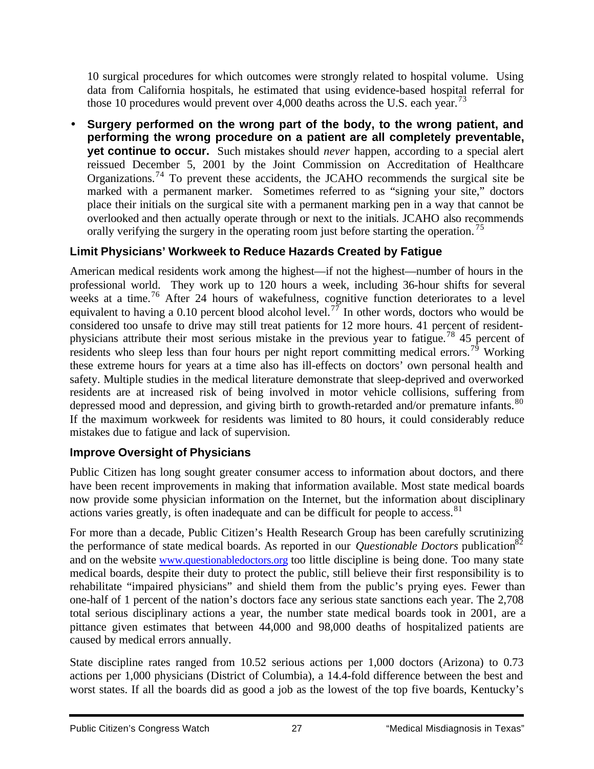10 surgical procedures for which outcomes were strongly related to hospital volume. Using data from California hospitals, he estimated that using evidence-based hospital referral for those 10 procedures would prevent over 4,000 deaths across the U.S. each year.[73]

- **Surgery performed on the wrong part of the body, to the wrong patient, and performing the wrong procedure on a patient are all completely preventable, yet continue to occur.** Such mistakes should *never* happen, according to a special alert reissued December 5, 2001 by the Joint Commission on Accreditation of Healthcare Organizations.[74] To prevent these accidents, the JCAHO recommends the surgical site be marked with a permanent marker. Sometimes referred to as "signing your site," doctors place their initials on the surgical site with a permanent marking pen in a way that cannot be overlooked and then actually operate through or next to the initials. JCAHO also recommends orally verifying the surgery in the operating room just before starting the operation.[75]

### Limit Physicians' Workweek to Reduce Hazards Created by Fatigue

American medical residents work among the highest—if not the highest—number of hours in the professional world. They work up to 120 hours a week, including 36-hour shifts for several weeks at a time.[76] After 24 hours of wakefulness, cognitive function deteriorates to a level equivalent to having a 0.10 percent blood alcohol level.[77] In other words, doctors who would be considered too unsafe to drive may still treat patients for 12 more hours. 41 percent of resident-physicians attribute their most serious mistake in the previous year to fatigue.[78] 45 percent of residents who sleep less than four hours per night report committing medical errors.[79] Working these extreme hours for years at a time also has ill-effects on doctors' own personal health and safety. Multiple studies in the medical literature demonstrate that sleep-deprived and overworked residents are at increased risk of being involved in motor vehicle collisions, suffering from depressed mood and depression, and giving birth to growth-retarded and/or premature infants.[80] If the maximum workweek for residents was limited to 80 hours, it could considerably reduce mistakes due to fatigue and lack of supervision.

### Improve Oversight of Physicians

Public Citizen has long sought greater consumer access to information about doctors, and there have been recent improvements in making that information available. Most state medical boards now provide some physician information on the Internet, but the information about disciplinary actions varies greatly, is often inadequate and can be difficult for people to access.[81]

For more than a decade, Public Citizen's Health Research Group has been carefully scrutinizing the performance of state medical boards. As reported in our *Questionable Doctors* publication[82] and on the website www.questionabledoctors.org too little discipline is being done. Too many state medical boards, despite their duty to protect the public, still believe their first responsibility is to rehabilitate "impaired physicians" and shield them from the public's prying eyes. Fewer than one-half of 1 percent of the nation's doctors face any serious state sanctions each year. The 2,708 total serious disciplinary actions a year, the number state medical boards took in 2001, are a pittance given estimates that between 44,000 and 98,000 deaths of hospitalized patients are caused by medical errors annually.

State discipline rates ranged from 10.52 serious actions per 1,000 doctors (Arizona) to 0.73 actions per 1,000 physicians (District of Columbia), a 14.4-fold difference between the best and worst states. If all the boards did as good a job as the lowest of the top five boards, Kentucky's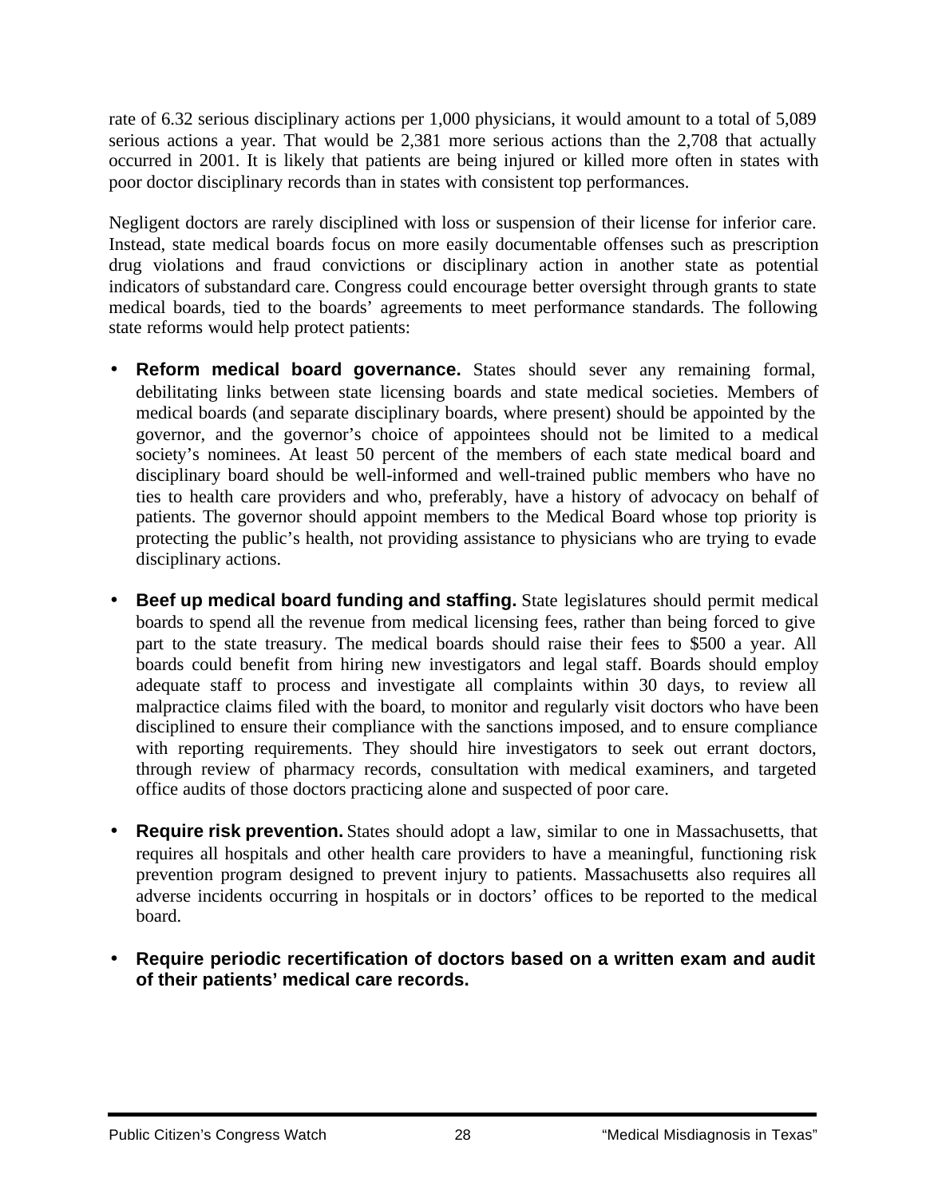rate of 6.32 serious disciplinary actions per 1,000 physicians, it would amount to a total of 5,089 serious actions a year. That would be 2,381 more serious actions than the 2,708 that actually occurred in 2001. It is likely that patients are being injured or killed more often in states with poor doctor disciplinary records than in states with consistent top performances.

Negligent doctors are rarely disciplined with loss or suspension of their license for inferior care. Instead, state medical boards focus on more easily documentable offenses such as prescription drug violations and fraud convictions or disciplinary action in another state as potential indicators of substandard care. Congress could encourage better oversight through grants to state medical boards, tied to the boards' agreements to meet performance standards. The following state reforms would help protect patients:

- **Reform medical board governance.** States should sever any remaining formal, debilitating links between state licensing boards and state medical societies. Members of medical boards (and separate disciplinary boards, where present) should be appointed by the governor, and the governor's choice of appointees should not be limited to a medical society's nominees. At least 50 percent of the members of each state medical board and disciplinary board should be well-informed and well-trained public members who have no ties to health care providers and who, preferably, have a history of advocacy on behalf of patients. The governor should appoint members to the Medical Board whose top priority is protecting the public's health, not providing assistance to physicians who are trying to evade disciplinary actions.

- **Beef up medical board funding and staffing.** State legislatures should permit medical boards to spend all the revenue from medical licensing fees, rather than being forced to give part to the state treasury. The medical boards should raise their fees to $500 a year. All boards could benefit from hiring new investigators and legal staff. Boards should employ adequate staff to process and investigate all complaints within 30 days, to review all malpractice claims filed with the board, to monitor and regularly visit doctors who have been disciplined to ensure their compliance with the sanctions imposed, and to ensure compliance with reporting requirements. They should hire investigators to seek out errant doctors, through review of pharmacy records, consultation with medical examiners, and targeted office audits of those doctors practicing alone and suspected of poor care.

- **Require risk prevention.** States should adopt a law, similar to one in Massachusetts, that requires all hospitals and other health care providers to have a meaningful, functioning risk prevention program designed to prevent injury to patients. Massachusetts also requires all adverse incidents occurring in hospitals or in doctors' offices to be reported to the medical board.

- **Require periodic recertification of doctors based on a written exam and audit of their patients' medical care records.**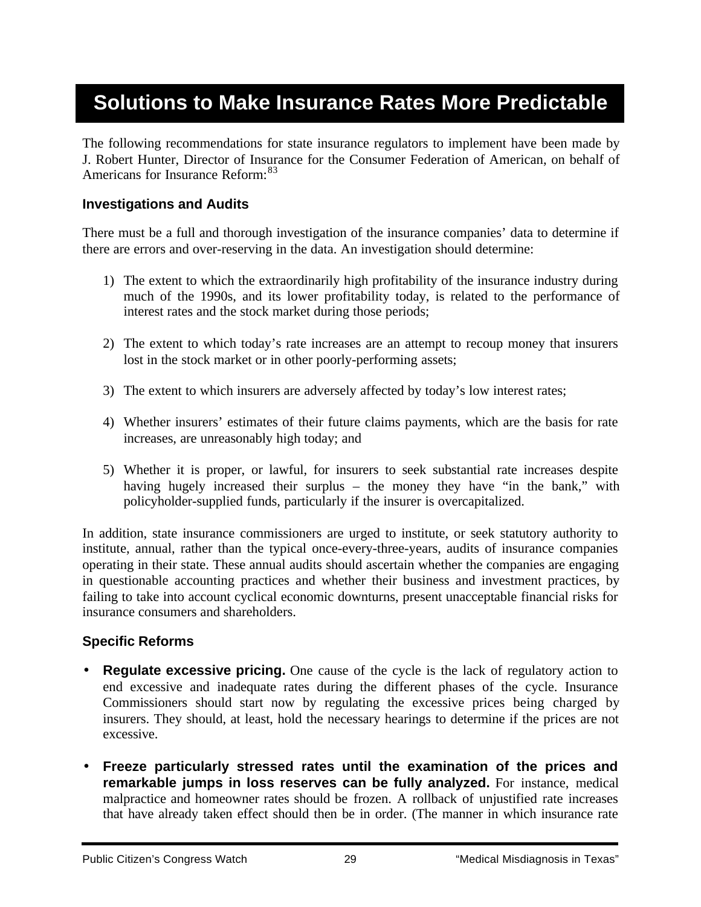# Solutions to Make Insurance Rates More Predictable

The following recommendations for state insurance regulators to implement have been made by J. Robert Hunter, Director of Insurance for the Consumer Federation of American, on behalf of Americans for Insurance Reform:[83]

## Investigations and Audits

There must be a full and thorough investigation of the insurance companies' data to determine if there are errors and over-reserving in the data. An investigation should determine:

1) The extent to which the extraordinarily high profitability of the insurance industry during much of the 1990s, and its lower profitability today, is related to the performance of interest rates and the stock market during those periods;

2) The extent to which today's rate increases are an attempt to recoup money that insurers lost in the stock market or in other poorly-performing assets;

3) The extent to which insurers are adversely affected by today's low interest rates;

4) Whether insurers' estimates of their future claims payments, which are the basis for rate increases, are unreasonably high today; and

5) Whether it is proper, or lawful, for insurers to seek substantial rate increases despite having hugely increased their surplus – the money they have "in the bank," with policyholder-supplied funds, particularly if the insurer is overcapitalized.

In addition, state insurance commissioners are urged to institute, or seek statutory authority to institute, annual, rather than the typical once-every-three-years, audits of insurance companies operating in their state. These annual audits should ascertain whether the companies are engaging in questionable accounting practices and whether their business and investment practices, by failing to take into account cyclical economic downturns, present unacceptable financial risks for insurance consumers and shareholders.

## Specific Reforms

- **Regulate excessive pricing.** One cause of the cycle is the lack of regulatory action to end excessive and inadequate rates during the different phases of the cycle. Insurance Commissioners should start now by regulating the excessive prices being charged by insurers. They should, at least, hold the necessary hearings to determine if the prices are not excessive.

- **Freeze particularly stressed rates until the examination of the prices and remarkable jumps in loss reserves can be fully analyzed.** For instance, medical malpractice and homeowner rates should be frozen. A rollback of unjustified rate increases that have already taken effect should then be in order. (The manner in which insurance rate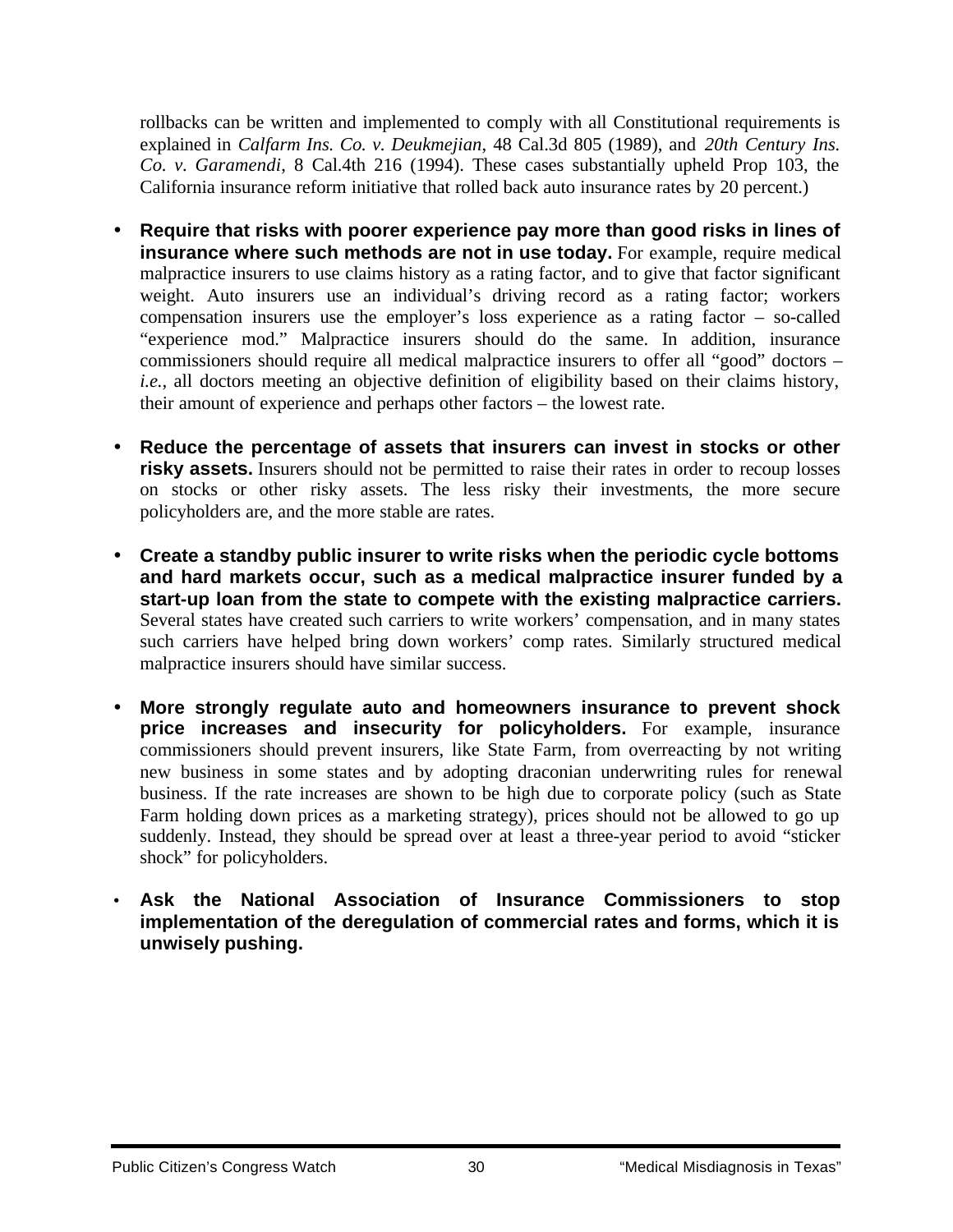rollbacks can be written and implemented to comply with all Constitutional requirements is explained in *Calfarm Ins. Co. v. Deukmejian*, 48 Cal.3d 805 (1989), and *20th Century Ins. Co. v. Garamendi*, 8 Cal.4th 216 (1994). These cases substantially upheld Prop 103, the California insurance reform initiative that rolled back auto insurance rates by 20 percent.)

- **Require that risks with poorer experience pay more than good risks in lines of insurance where such methods are not in use today.** For example, require medical malpractice insurers to use claims history as a rating factor, and to give that factor significant weight. Auto insurers use an individual's driving record as a rating factor; workers compensation insurers use the employer's loss experience as a rating factor – so-called "experience mod." Malpractice insurers should do the same. In addition, insurance commissioners should require all medical malpractice insurers to offer all "good" doctors – *i.e.*, all doctors meeting an objective definition of eligibility based on their claims history, their amount of experience and perhaps other factors – the lowest rate.

- **Reduce the percentage of assets that insurers can invest in stocks or other risky assets.** Insurers should not be permitted to raise their rates in order to recoup losses on stocks or other risky assets. The less risky their investments, the more secure policyholders are, and the more stable are rates.

- **Create a standby public insurer to write risks when the periodic cycle bottoms and hard markets occur, such as a medical malpractice insurer funded by a start-up loan from the state to compete with the existing malpractice carriers.** Several states have created such carriers to write workers' compensation, and in many states such carriers have helped bring down workers' comp rates. Similarly structured medical malpractice insurers should have similar success.

- **More strongly regulate auto and homeowners insurance to prevent shock price increases and insecurity for policyholders.** For example, insurance commissioners should prevent insurers, like State Farm, from overreacting by not writing new business in some states and by adopting draconian underwriting rules for renewal business. If the rate increases are shown to be high due to corporate policy (such as State Farm holding down prices as a marketing strategy), prices should not be allowed to go up suddenly. Instead, they should be spread over at least a three-year period to avoid "sticker shock" for policyholders.

- **Ask the National Association of Insurance Commissioners to stop implementation of the deregulation of commercial rates and forms, which it is unwisely pushing.**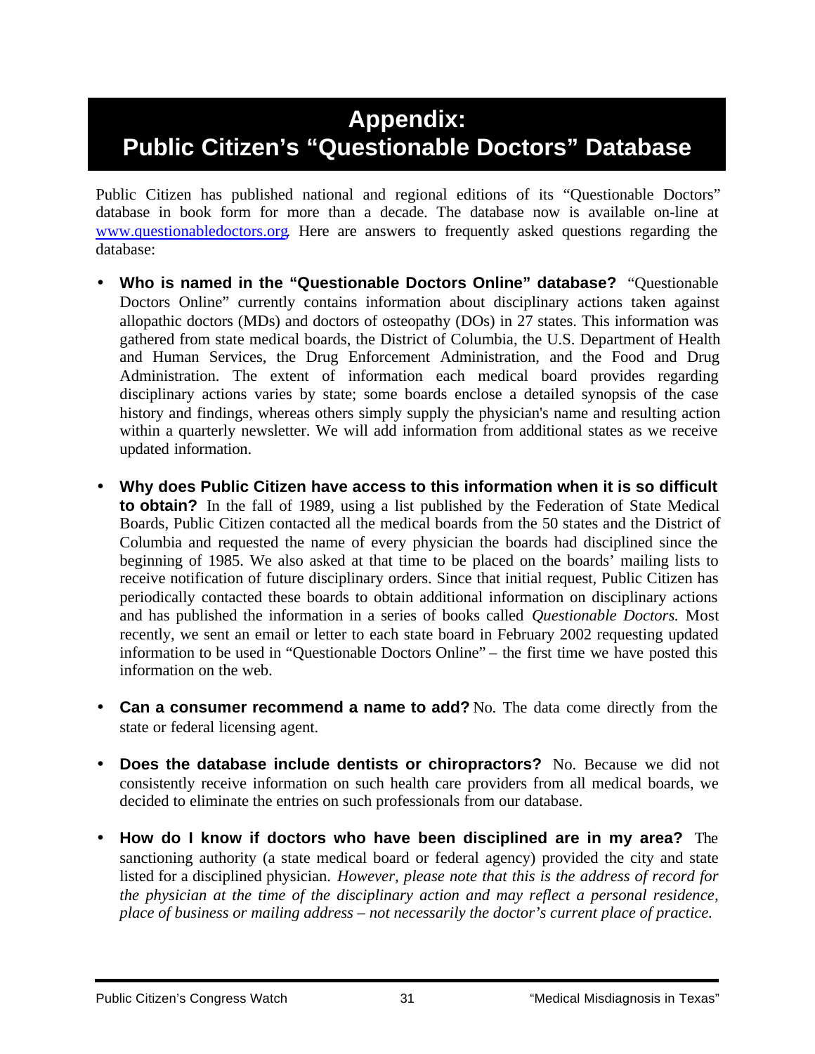# Appendix: Public Citizen's "Questionable Doctors" Database

Public Citizen has published national and regional editions of its "Questionable Doctors" database in book form for more than a decade. The database now is available on-line at www.questionabledoctors.org. Here are answers to frequently asked questions regarding the database:

- **Who is named in the "Questionable Doctors Online" database?** "Questionable Doctors Online" currently contains information about disciplinary actions taken against allopathic doctors (MDs) and doctors of osteopathy (DOs) in 27 states. This information was gathered from state medical boards, the District of Columbia, the U.S. Department of Health and Human Services, the Drug Enforcement Administration, and the Food and Drug Administration. The extent of information each medical board provides regarding disciplinary actions varies by state; some boards enclose a detailed synopsis of the case history and findings, whereas others simply supply the physician's name and resulting action within a quarterly newsletter. We will add information from additional states as we receive updated information.

- **Why does Public Citizen have access to this information when it is so difficult to obtain?** In the fall of 1989, using a list published by the Federation of State Medical Boards, Public Citizen contacted all the medical boards from the 50 states and the District of Columbia and requested the name of every physician the boards had disciplined since the beginning of 1985. We also asked at that time to be placed on the boards' mailing lists to receive notification of future disciplinary orders. Since that initial request, Public Citizen has periodically contacted these boards to obtain additional information on disciplinary actions and has published the information in a series of books called *Questionable Doctors.* Most recently, we sent an email or letter to each state board in February 2002 requesting updated information to be used in "Questionable Doctors Online" – the first time we have posted this information on the web.

- **Can a consumer recommend a name to add?** No. The data come directly from the state or federal licensing agent.

- **Does the database include dentists or chiropractors?** No. Because we did not consistently receive information on such health care providers from all medical boards, we decided to eliminate the entries on such professionals from our database.

- **How do I know if doctors who have been disciplined are in my area?** The sanctioning authority (a state medical board or federal agency) provided the city and state listed for a disciplined physician. *However, please note that this is the address of record for the physician at the time of the disciplinary action and may reflect a personal residence, place of business or mailing address – not necessarily the doctor's current place of practice.*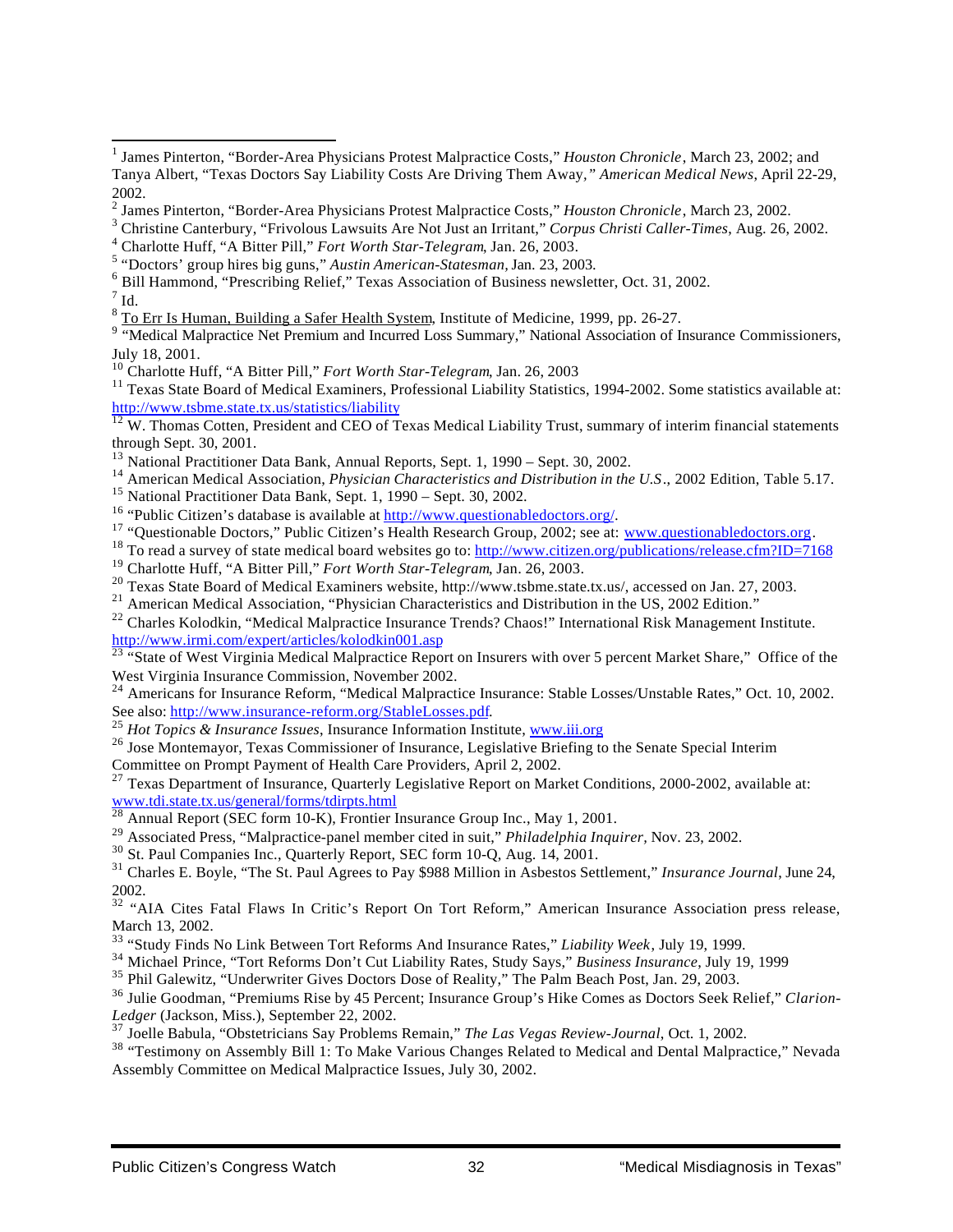[1] James Pinterton, "Border-Area Physicians Protest Malpractice Costs," *Houston Chronicle*, March 23, 2002; and Tanya Albert, "Texas Doctors Say Liability Costs Are Driving Them Away," *American Medical News*, April 22-29, 2002.

[2] James Pinterton, "Border-Area Physicians Protest Malpractice Costs," *Houston Chronicle*, March 23, 2002.

[3] Christine Canterbury, "Frivolous Lawsuits Are Not Just an Irritant," *Corpus Christi Caller-Times*, Aug. 26, 2002.

[4] Charlotte Huff, "A Bitter Pill," *Fort Worth Star-Telegram*, Jan. 26, 2003.

[5] "Doctors' group hires big guns," *Austin American-Statesman*, Jan. 23, 2003.

[6] Bill Hammond, "Prescribing Relief," Texas Association of Business newsletter, Oct. 31, 2002.

[7] Id.

[8] To Err Is Human, Building a Safer Health System, Institute of Medicine, 1999, pp. 26-27.

[9] "Medical Malpractice Net Premium and Incurred Loss Summary," National Association of Insurance Commissioners, July 18, 2001.

[10] Charlotte Huff, "A Bitter Pill," *Fort Worth Star-Telegram*, Jan. 26, 2003

[11] Texas State Board of Medical Examiners, Professional Liability Statistics, 1994-2002. Some statistics available at: http://www.tsbme.state.tx.us/statistics/liability

[12] W. Thomas Cotten, President and CEO of Texas Medical Liability Trust, summary of interim financial statements through Sept. 30, 2001.

[13] National Practitioner Data Bank, Annual Reports, Sept. 1, 1990 – Sept. 30, 2002.

[14] American Medical Association, *Physician Characteristics and Distribution in the U.S.*, 2002 Edition, Table 5.17.

[15] National Practitioner Data Bank, Sept. 1, 1990 – Sept. 30, 2002.

[16] "Public Citizen's database is available at http://www.questionabledoctors.org/.

[17] "Questionable Doctors," Public Citizen's Health Research Group, 2002; see at: www.questionabledoctors.org.

[18] To read a survey of state medical board websites go to: http://www.citizen.org/publications/release.cfm?ID=7168

[19] Charlotte Huff, "A Bitter Pill," *Fort Worth Star-Telegram*, Jan. 26, 2003.

[20] Texas State Board of Medical Examiners website, http://www.tsbme.state.tx.us/, accessed on Jan. 27, 2003.

[21] American Medical Association, "Physician Characteristics and Distribution in the US, 2002 Edition."

[22] Charles Kolodkin, "Medical Malpractice Insurance Trends? Chaos!" International Risk Management Institute. http://www.irmi.com/expert/articles/kolodkin001.asp

[23] "State of West Virginia Medical Malpractice Report on Insurers with over 5 percent Market Share," Office of the West Virginia Insurance Commission, November 2002.

[24] Americans for Insurance Reform, "Medical Malpractice Insurance: Stable Losses/Unstable Rates," Oct. 10, 2002. See also: http://www.insurance-reform.org/StableLosses.pdf.

[25] *Hot Topics & Insurance Issues*, Insurance Information Institute, www.iii.org

[26] Jose Montemayor, Texas Commissioner of Insurance, Legislative Briefing to the Senate Special Interim Committee on Prompt Payment of Health Care Providers, April 2, 2002.

[27] Texas Department of Insurance, Quarterly Legislative Report on Market Conditions, 2000-2002, available at: www.tdi.state.tx.us/general/forms/tdirpts.html

[28] Annual Report (SEC form 10-K), Frontier Insurance Group Inc., May 1, 2001.

[29] Associated Press, "Malpractice-panel member cited in suit," *Philadelphia Inquirer*, Nov. 23, 2002.

[30] St. Paul Companies Inc., Quarterly Report, SEC form 10-Q, Aug. 14, 2001.

[31] Charles E. Boyle, "The St. Paul Agrees to Pay $988 Million in Asbestos Settlement," *Insurance Journal*, June 24, 2002.

[32] "AIA Cites Fatal Flaws In Critic's Report On Tort Reform," American Insurance Association press release, March 13, 2002.

[33] "Study Finds No Link Between Tort Reforms And Insurance Rates," *Liability Week*, July 19, 1999.

[34] Michael Prince, "Tort Reforms Don't Cut Liability Rates, Study Says," *Business Insurance*, July 19, 1999

[35] Phil Galewitz, "Underwriter Gives Doctors Dose of Reality," The Palm Beach Post, Jan. 29, 2003.

[36] Julie Goodman, "Premiums Rise by 45 Percent; Insurance Group's Hike Comes as Doctors Seek Relief," *Clarion-Ledger* (Jackson, Miss.), September 22, 2002.

[37] Joelle Babula, "Obstetricians Say Problems Remain," *The Las Vegas Review-Journal*, Oct. 1, 2002.

[38] "Testimony on Assembly Bill 1: To Make Various Changes Related to Medical and Dental Malpractice," Nevada Assembly Committee on Medical Malpractice Issues, July 30, 2002.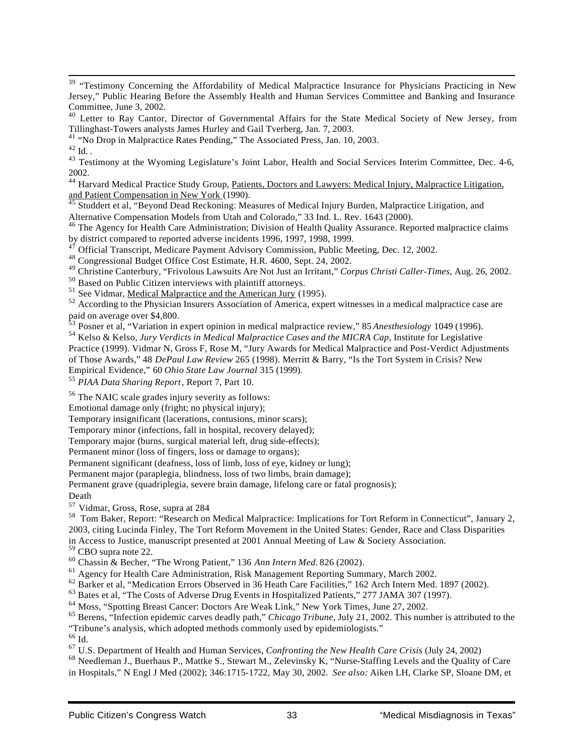[39] "Testimony Concerning the Affordability of Medical Malpractice Insurance for Physicians Practicing in New Jersey," Public Hearing Before the Assembly Health and Human Services Committee and Banking and Insurance Committee, June 3, 2002.

[40] Letter to Ray Cantor, Director of Governmental Affairs for the State Medical Society of New Jersey, from Tillinghast-Towers analysts James Hurley and Gail Tverberg, Jan. 7, 2003.

[41] "No Drop in Malpractice Rates Pending," The Associated Press, Jan. 10, 2003.

[42] Id. .

[43] Testimony at the Wyoming Legislature's Joint Labor, Health and Social Services Interim Committee, Dec. 4-6, 2002.

[44] Harvard Medical Practice Study Group, Patients, Doctors and Lawyers: Medical Injury, Malpractice Litigation, and Patient Compensation in New York (1990).

[45] Studdert et al, "Beyond Dead Reckoning: Measures of Medical Injury Burden, Malpractice Litigation, and Alternative Compensation Models from Utah and Colorado," 33 Ind. L. Rev. 1643 (2000).

[46] The Agency for Health Care Administration; Division of Health Quality Assurance. Reported malpractice claims by district compared to reported adverse incidents 1996, 1997, 1998, 1999.

[47] Official Transcript, Medicare Payment Advisory Commission, Public Meeting, Dec. 12, 2002.

[48] Congressional Budget Office Cost Estimate, H.R. 4600, Sept. 24, 2002.

[49] Christine Canterbury, "Frivolous Lawsuits Are Not Just an Irritant," *Corpus Christi Caller-Times*, Aug. 26, 2002.

[50] Based on Public Citizen interviews with plaintiff attorneys.

[51] See Vidmar, Medical Malpractice and the American Jury (1995).

[52] According to the Physician Insurers Association of America, expert witnesses in a medical malpractice case are paid on average over $4,800.

[53] Posner et al, "Variation in expert opinion in medical malpractice review," 85 *Anesthesiology* 1049 (1996).

[54] Kelso & Kelso, *Jury Verdicts in Medical Malpractice Cases and the MICRA Cap*, Institute for Legislative Practice (1999). Vidmar N, Gross F, Rose M, "Jury Awards for Medical Malpractice and Post-Verdict Adjustments of Those Awards," 48 *DePaul Law Review* 265 (1998). Merritt & Barry, "Is the Tort System in Crisis? New Empirical Evidence," 60 *Ohio State Law Journal* 315 (1999).

[55] *PIAA Data Sharing Report*, Report 7, Part 10.

[56] The NAIC scale grades injury severity as follows:
Emotional damage only (fright; no physical injury);
Temporary insignificant (lacerations, contusions, minor scars);
Temporary minor (infections, fall in hospital, recovery delayed);
Temporary major (burns, surgical material left, drug side-effects);
Permanent minor (loss of fingers, loss or damage to organs);
Permanent significant (deafness, loss of limb, loss of eye, kidney or lung);
Permanent major (paraplegia, blindness, loss of two limbs, brain damage);
Permanent grave (quadriplegia, severe brain damage, lifelong care or fatal prognosis);
Death

[57] Vidmar, Gross, Rose, supra at 284

[58] Tom Baker, Report: "Research on Medical Malpractice: Implications for Tort Reform in Connecticut", January 2, 2003, citing Lucinda Finley, The Tort Reform Movement in the United States: Gender, Race and Class Disparities in Access to Justice, manuscript presented at 2001 Annual Meeting of Law & Society Association.

[59] CBO supra note 22.

[60] Chassin & Becher, "The Wrong Patient," 136 *Ann Intern Med.* 826 (2002).

[61] Agency for Health Care Administration, Risk Management Reporting Summary, March 2002.

[62] Barker et al, "Medication Errors Observed in 36 Heath Care Facilities," 162 Arch Intern Med. 1897 (2002).

[63] Bates et al, "The Costs of Adverse Drug Events in Hospitalized Patients," 277 JAMA 307 (1997).

[64] Moss, "Spotting Breast Cancer: Doctors Are Weak Link," New York Times, June 27, 2002.

[65] Berens, "Infection epidemic carves deadly path," *Chicago Tribune*, July 21, 2002. This number is attributed to the "Tribune's analysis, which adopted methods commonly used by epidemiologists."

[66] Id.

[67] U.S. Department of Health and Human Services, *Confronting the New Health Care Crisis* (July 24, 2002)

[68] Needleman J., Buerhaus P., Mattke S., Stewart M., Zelevinsky K, "Nurse-Staffing Levels and the Quality of Care in Hospitals," N Engl J Med (2002); 346:1715-1722, May 30, 2002. *See also:* Aiken LH, Clarke SP, Sloane DM, et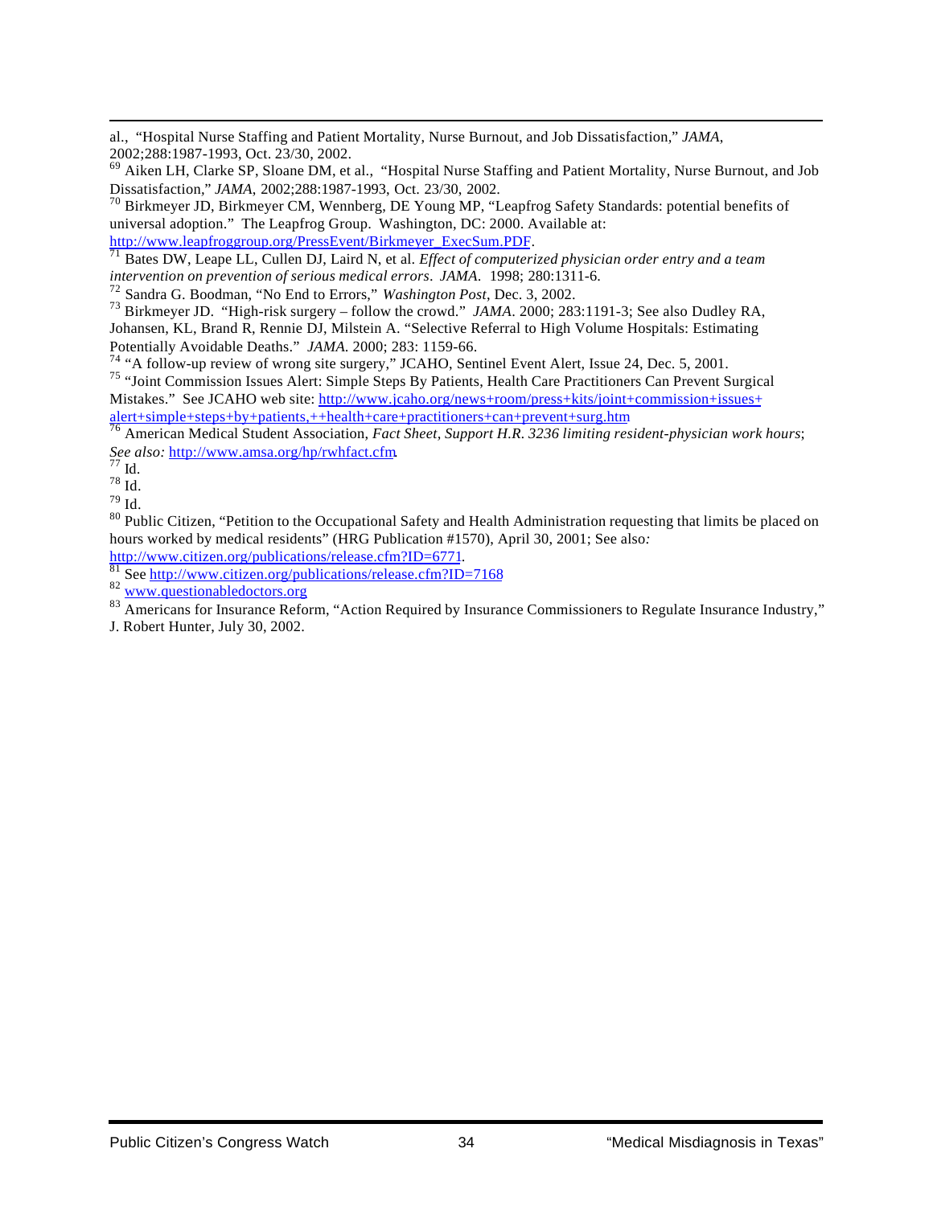al., "Hospital Nurse Staffing and Patient Mortality, Nurse Burnout, and Job Dissatisfaction," *JAMA*, 2002;288:1987-1993, Oct. 23/30, 2002.

[69] Aiken LH, Clarke SP, Sloane DM, et al., "Hospital Nurse Staffing and Patient Mortality, Nurse Burnout, and Job Dissatisfaction," *JAMA*, 2002;288:1987-1993, Oct. 23/30, 2002.

[70] Birkmeyer JD, Birkmeyer CM, Wennberg, DE Young MP, "Leapfrog Safety Standards: potential benefits of universal adoption." The Leapfrog Group. Washington, DC: 2000. Available at: http://www.leapfroggroup.org/PressEvent/Birkmeyer_ExecSum.PDF.

[71] Bates DW, Leape LL, Cullen DJ, Laird N, et al. *Effect of computerized physician order entry and a team intervention on prevention of serious medical errors*. *JAMA*. 1998; 280:1311-6.

[72] Sandra G. Boodman, "No End to Errors," *Washington Post*, Dec. 3, 2002.

[73] Birkmeyer JD. "High-risk surgery – follow the crowd." *JAMA*. 2000; 283:1191-3; See also Dudley RA, Johansen, KL, Brand R, Rennie DJ, Milstein A. "Selective Referral to High Volume Hospitals: Estimating Potentially Avoidable Deaths." *JAMA*. 2000; 283: 1159-66.

[74] "A follow-up review of wrong site surgery," JCAHO, Sentinel Event Alert, Issue 24, Dec. 5, 2001.

[75] "Joint Commission Issues Alert: Simple Steps By Patients, Health Care Practitioners Can Prevent Surgical Mistakes." See JCAHO web site: http://www.jcaho.org/news+room/press+kits/joint+commission+issues+alert+simple+steps+by+patients,++health+care+practitioners+can+prevent+surg.htm

[76] American Medical Student Association, *Fact Sheet*, *Support H.R. 3236 limiting resident-physician work hours*; *See also:* http://www.amsa.org/hp/rwhfact.cfm.

[77] Id.

[78] Id.

[79] Id.

[80] Public Citizen, "Petition to the Occupational Safety and Health Administration requesting that limits be placed on hours worked by medical residents" (HRG Publication #1570), April 30, 2001; See also*:* http://www.citizen.org/publications/release.cfm?ID=6771.

[81] See http://www.citizen.org/publications/release.cfm?ID=7168

[82] www.questionabledoctors.org

[83] Americans for Insurance Reform, "Action Required by Insurance Commissioners to Regulate Insurance Industry," J. Robert Hunter, July 30, 2002.